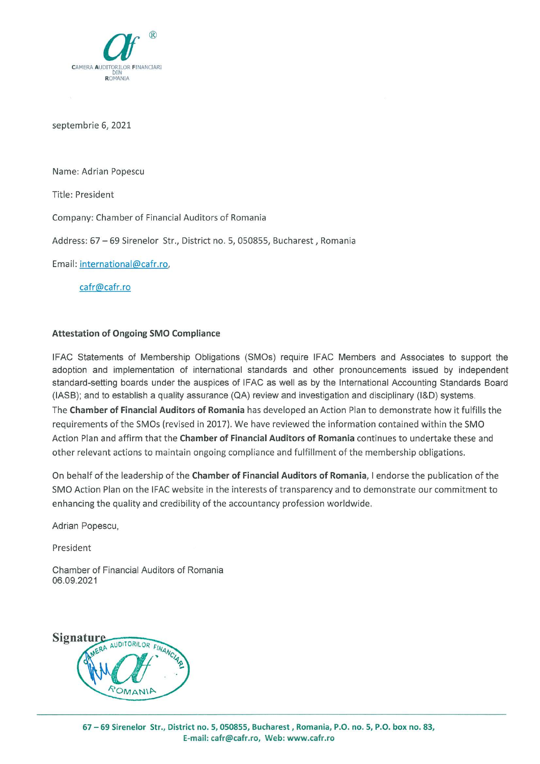CAMERA AUDITORILOR FINANCIARI DIN ROMANIA

septembrie 6, 2021

Name: Adrian Popescu

Title: President

Company: Chamber of Financial Auditors of Romania

Address: 67 – 69 Sirenelor Str., District no. 5, 050855, Bucharest , Romania

Email: international@cafr.ro,

cafr@cafr.ro

**Attestation of Ongoing SMO Compliance**

IFAC Statements of Membership Obligations (SMOs) require IFAC Members and Associates to support the adoption and implementation of international standards and other pronouncements issued by independent standard-setting boards under the auspices of IFAC as well as by the International Accounting Standards Board (IASB); and to establish a quality assurance (QA) review and investigation and disciplinary (I&D) systems.

The **Chamber of Financial Auditors of Romania** has developed an Action Plan to demonstrate how it fulfills the requirements of the SMOs (revised in 2017). We have reviewed the information contained within the SMO Action Plan and affirm that the **Chamber of Financial Auditors of Romania** continues to undertake these and other relevant actions to maintain ongoing compliance and fulfillment of the membership obligations.

On behalf of the leadership of the **Chamber of Financial Auditors of Romania**, I endorse the publication of the SMO Action Plan on the IFAC website in the interests of transparency and to demonstrate our commitment to enhancing the quality and credibility of the accountancy profession worldwide.

Adrian Popescu,

President

Chamber of Financial Auditors of Romania
06.09.2021

**Signature**

67 – 69 Sirenelor Str., District no. 5, 050855, Bucharest , Romania, P.O. no. 5, P.O. box no. 83,
E-mail: cafr@cafr.ro, Web: www.cafr.ro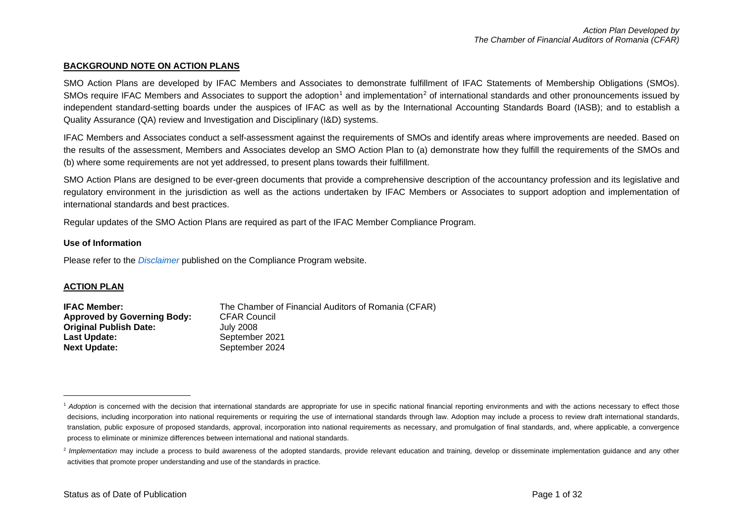## BACKGROUND NOTE ON ACTION PLANS

SMO Action Plans are developed by IFAC Members and Associates to demonstrate fulfillment of IFAC Statements of Membership Obligations (SMOs). SMOs require IFAC Members and Associates to support the adoption[1] and implementation[2] of international standards and other pronouncements issued by independent standard-setting boards under the auspices of IFAC as well as by the International Accounting Standards Board (IASB); and to establish a Quality Assurance (QA) review and Investigation and Disciplinary (I&D) systems.

IFAC Members and Associates conduct a self-assessment against the requirements of SMOs and identify areas where improvements are needed. Based on the results of the assessment, Members and Associates develop an SMO Action Plan to (a) demonstrate how they fulfill the requirements of the SMOs and (b) where some requirements are not yet addressed, to present plans towards their fulfillment.

SMO Action Plans are designed to be ever-green documents that provide a comprehensive description of the accountancy profession and its legislative and regulatory environment in the jurisdiction as well as the actions undertaken by IFAC Members or Associates to support adoption and implementation of international standards and best practices.

Regular updates of the SMO Action Plans are required as part of the IFAC Member Compliance Program.

### Use of Information

Please refer to the *Disclaimer* published on the Compliance Program website.

## ACTION PLAN

**IFAC Member:** The Chamber of Financial Auditors of Romania (CFAR)
**Approved by Governing Body:** CFAR Council
**Original Publish Date:** July 2008
**Last Update:** September 2021
**Next Update:** September 2024

---

[1] *Adoption* is concerned with the decision that international standards are appropriate for use in specific national financial reporting environments and with the actions necessary to effect those decisions, including incorporation into national requirements or requiring the use of international standards through law. Adoption may include a process to review draft international standards, translation, public exposure of proposed standards, approval, incorporation into national requirements as necessary, and promulgation of final standards, and, where applicable, a convergence process to eliminate or minimize differences between international and national standards.

[2] *Implementation* may include a process to build awareness of the adopted standards, provide relevant education and training, develop or disseminate implementation guidance and any other activities that promote proper understanding and use of the standards in practice.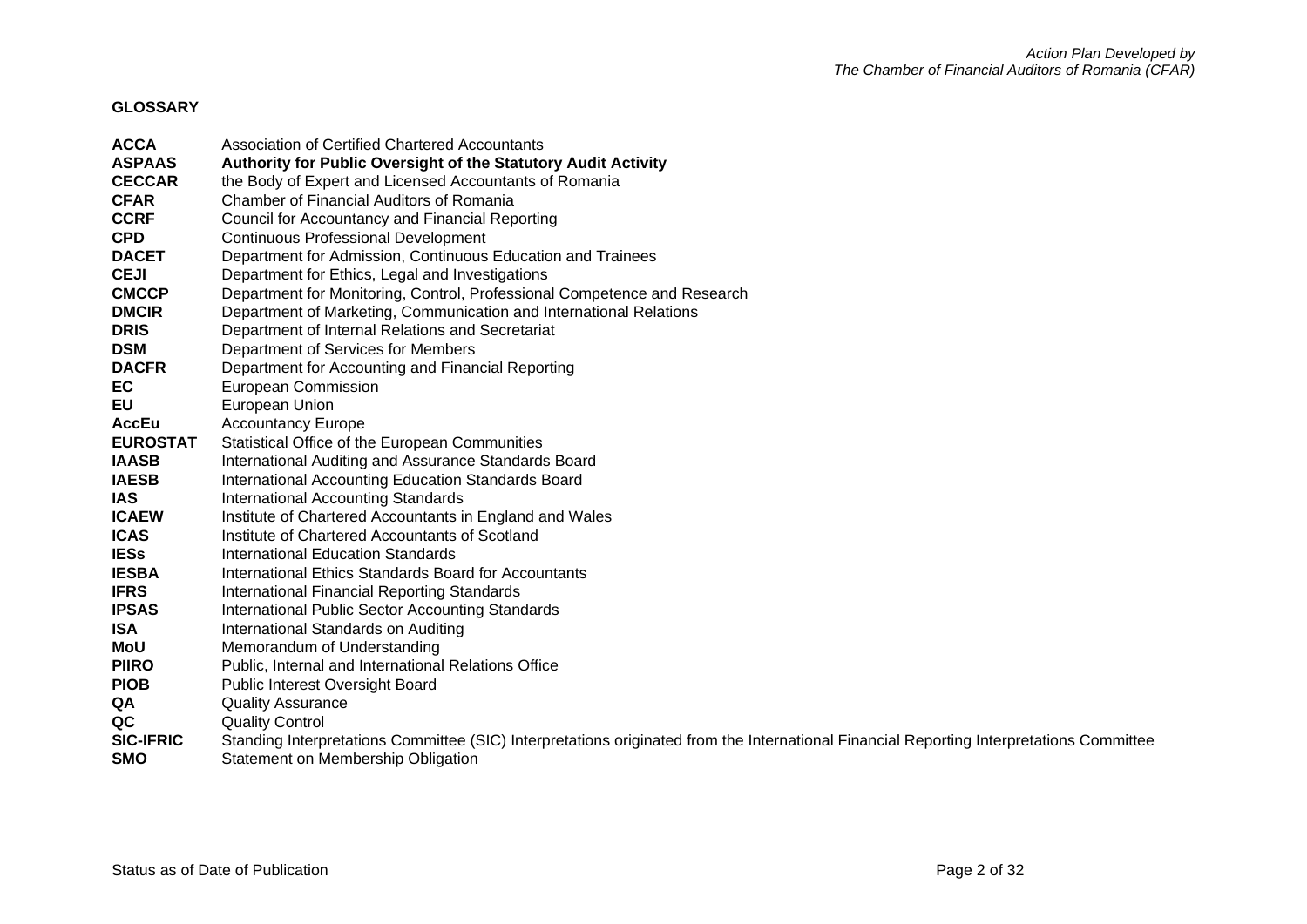## GLOSSARY

| | |
|---|---|
| **ACCA** | Association of Certified Chartered Accountants |
| **ASPAAS** | **Authority for Public Oversight of the Statutory Audit Activity** |
| **CECCAR** | the Body of Expert and Licensed Accountants of Romania |
| **CFAR** | Chamber of Financial Auditors of Romania |
| **CCRF** | Council for Accountancy and Financial Reporting |
| **CPD** | Continuous Professional Development |
| **DACET** | Department for Admission, Continuous Education and Trainees |
| **CEJI** | Department for Ethics, Legal and Investigations |
| **CMCCP** | Department for Monitoring, Control, Professional Competence and Research |
| **DMCIR** | Department of Marketing, Communication and International Relations |
| **DRIS** | Department of Internal Relations and Secretariat |
| **DSM** | Department of Services for Members |
| **DACFR** | Department for Accounting and Financial Reporting |
| **EC** | European Commission |
| **EU** | European Union |
| **AccEu** | Accountancy Europe |
| **EUROSTAT** | Statistical Office of the European Communities |
| **IAASB** | International Auditing and Assurance Standards Board |
| **IAESB** | International Accounting Education Standards Board |
| **IAS** | International Accounting Standards |
| **ICAEW** | Institute of Chartered Accountants in England and Wales |
| **ICAS** | Institute of Chartered Accountants of Scotland |
| **IESs** | International Education Standards |
| **IESBA** | International Ethics Standards Board for Accountants |
| **IFRS** | International Financial Reporting Standards |
| **IPSAS** | International Public Sector Accounting Standards |
| **ISA** | International Standards on Auditing |
| **MoU** | Memorandum of Understanding |
| **PIIRO** | Public, Internal and International Relations Office |
| **PIOB** | Public Interest Oversight Board |
| **QA** | Quality Assurance |
| **QC** | Quality Control |
| **SIC-IFRIC** | Standing Interpretations Committee (SIC) Interpretations originated from the International Financial Reporting Interpretations Committee |
| **SMO** | Statement on Membership Obligation |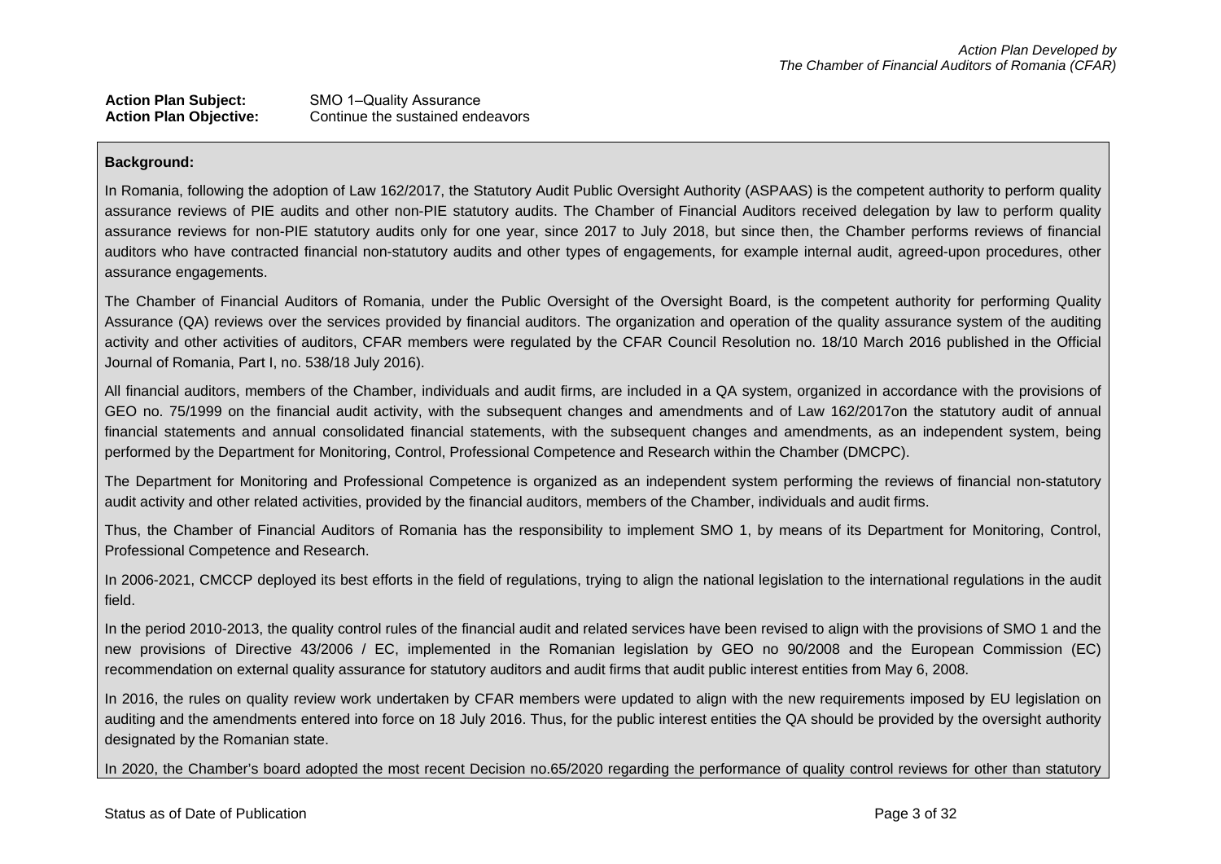**Action Plan Subject:** SMO 1–Quality Assurance
**Action Plan Objective:** Continue the sustained endeavors

**Background:**

In Romania, following the adoption of Law 162/2017, the Statutory Audit Public Oversight Authority (ASPAAS) is the competent authority to perform quality assurance reviews of PIE audits and other non-PIE statutory audits. The Chamber of Financial Auditors received delegation by law to perform quality assurance reviews for non-PIE statutory audits only for one year, since 2017 to July 2018, but since then, the Chamber performs reviews of financial auditors who have contracted financial non-statutory audits and other types of engagements, for example internal audit, agreed-upon procedures, other assurance engagements.

The Chamber of Financial Auditors of Romania, under the Public Oversight of the Oversight Board, is the competent authority for performing Quality Assurance (QA) reviews over the services provided by financial auditors. The organization and operation of the quality assurance system of the auditing activity and other activities of auditors, CFAR members were regulated by the CFAR Council Resolution no. 18/10 March 2016 published in the Official Journal of Romania, Part I, no. 538/18 July 2016).

All financial auditors, members of the Chamber, individuals and audit firms, are included in a QA system, organized in accordance with the provisions of GEO no. 75/1999 on the financial audit activity, with the subsequent changes and amendments and of Law 162/2017on the statutory audit of annual financial statements and annual consolidated financial statements, with the subsequent changes and amendments, as an independent system, being performed by the Department for Monitoring, Control, Professional Competence and Research within the Chamber (DMCPC).

The Department for Monitoring and Professional Competence is organized as an independent system performing the reviews of financial non-statutory audit activity and other related activities, provided by the financial auditors, members of the Chamber, individuals and audit firms.

Thus, the Chamber of Financial Auditors of Romania has the responsibility to implement SMO 1, by means of its Department for Monitoring, Control, Professional Competence and Research.

In 2006-2021, CMCCP deployed its best efforts in the field of regulations, trying to align the national legislation to the international regulations in the audit field.

In the period 2010-2013, the quality control rules of the financial audit and related services have been revised to align with the provisions of SMO 1 and the new provisions of Directive 43/2006 / EC, implemented in the Romanian legislation by GEO no 90/2008 and the European Commission (EC) recommendation on external quality assurance for statutory auditors and audit firms that audit public interest entities from May 6, 2008.

In 2016, the rules on quality review work undertaken by CFAR members were updated to align with the new requirements imposed by EU legislation on auditing and the amendments entered into force on 18 July 2016. Thus, for the public interest entities the QA should be provided by the oversight authority designated by the Romanian state.

In 2020, the Chamber's board adopted the most recent Decision no.65/2020 regarding the performance of quality control reviews for other than statutory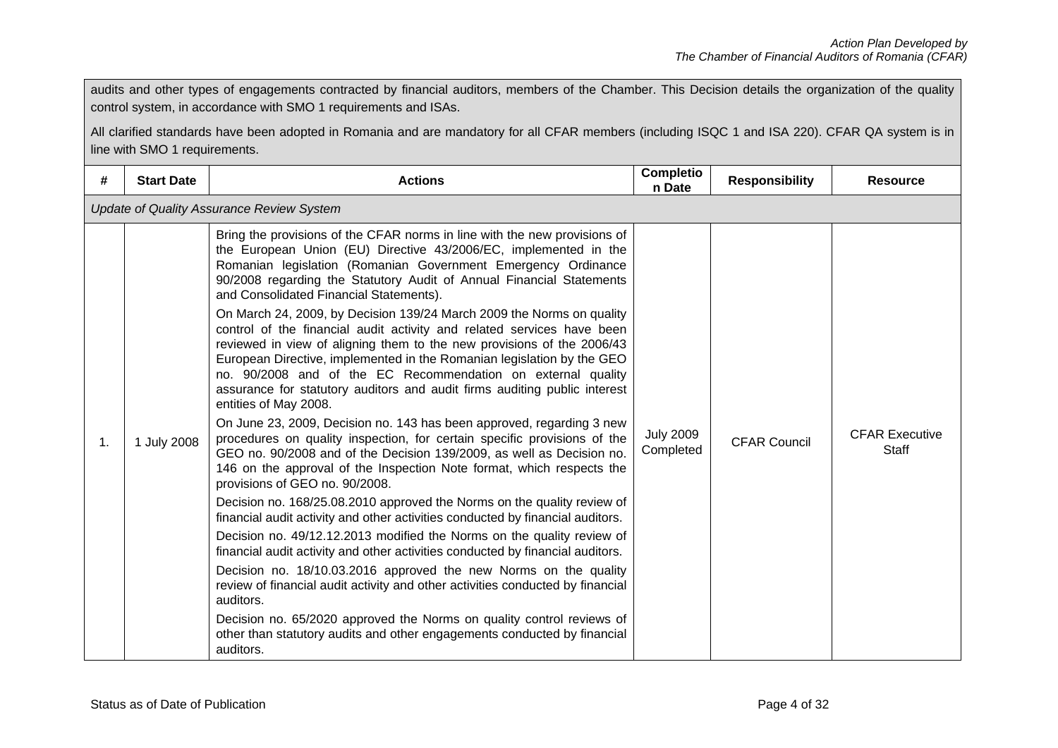audits and other types of engagements contracted by financial auditors, members of the Chamber. This Decision details the organization of the quality control system, in accordance with SMO 1 requirements and ISAs.

All clarified standards have been adopted in Romania and are mandatory for all CFAR members (including ISQC 1 and ISA 220). CFAR QA system is in line with SMO 1 requirements.

| # | Start Date | Actions | Completion Date | Responsibility | Resource |
|---|---|---|---|---|---|
| *Update of Quality Assurance Review System* | | | | | |
| 1. | 1 July 2008 | Bring the provisions of the CFAR norms in line with the new provisions of the European Union (EU) Directive 43/2006/EC, implemented in the Romanian legislation (Romanian Government Emergency Ordinance 90/2008 regarding the Statutory Audit of Annual Financial Statements and Consolidated Financial Statements).<br><br>On March 24, 2009, by Decision 139/24 March 2009 the Norms on quality control of the financial audit activity and related services have been reviewed in view of aligning them to the new provisions of the 2006/43 European Directive, implemented in the Romanian legislation by the GEO no. 90/2008 and of the EC Recommendation on external quality assurance for statutory auditors and audit firms auditing public interest entities of May 2008.<br><br>On June 23, 2009, Decision no. 143 has been approved, regarding 3 new procedures on quality inspection, for certain specific provisions of the GEO no. 90/2008 and of the Decision 139/2009, as well as Decision no. 146 on the approval of the Inspection Note format, which respects the provisions of GEO no. 90/2008.<br><br>Decision no. 168/25.08.2010 approved the Norms on the quality review of financial audit activity and other activities conducted by financial auditors.<br><br>Decision no. 49/12.12.2013 modified the Norms on the quality review of financial audit activity and other activities conducted by financial auditors.<br><br>Decision no. 18/10.03.2016 approved the new Norms on the quality review of financial audit activity and other activities conducted by financial auditors.<br><br>Decision no. 65/2020 approved the Norms on quality control reviews of other than statutory audits and other engagements conducted by financial auditors. | July 2009 Completed | CFAR Council | CFAR Executive Staff |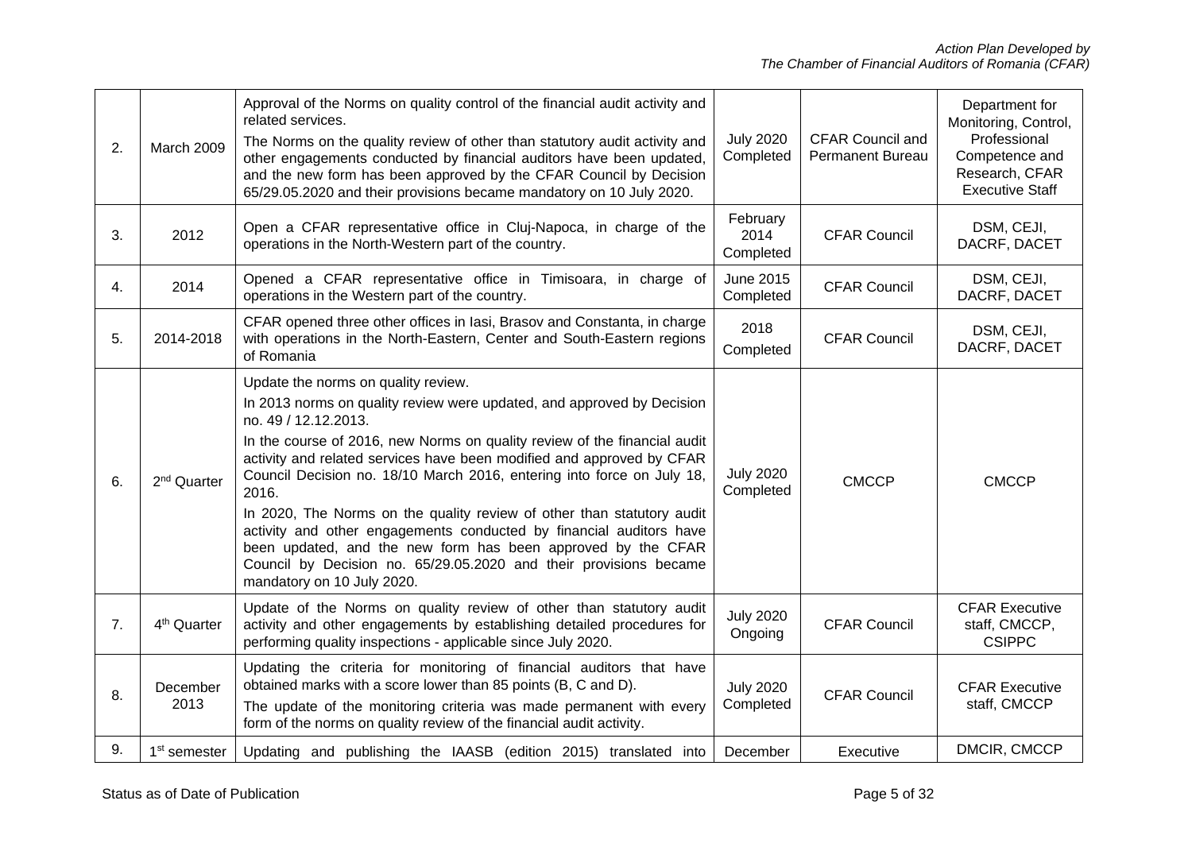| 2. | March 2009 | Approval of the Norms on quality control of the financial audit activity and related services.<br>The Norms on the quality review of other than statutory audit activity and other engagements conducted by financial auditors have been updated, and the new form has been approved by the CFAR Council by Decision 65/29.05.2020 and their provisions became mandatory on 10 July 2020. | July 2020 Completed | CFAR Council and Permanent Bureau | Department for Monitoring, Control, Professional Competence and Research, CFAR Executive Staff |
|---|---|---|---|---|---|
| 3. | 2012 | Open a CFAR representative office in Cluj-Napoca, in charge of the operations in the North-Western part of the country. | February 2014 Completed | CFAR Council | DSM, CEJI, DACRF, DACET |
| 4. | 2014 | Opened a CFAR representative office in Timisoara, in charge of operations in the Western part of the country. | June 2015 Completed | CFAR Council | DSM, CEJI, DACRF, DACET |
| 5. | 2014-2018 | CFAR opened three other offices in Iasi, Brasov and Constanta, in charge with operations in the North-Eastern, Center and South-Eastern regions of Romania | 2018 Completed | CFAR Council | DSM, CEJI, DACRF, DACET |
| 6. | 2nd Quarter | Update the norms on quality review.<br>In 2013 norms on quality review were updated, and approved by Decision no. 49 / 12.12.2013.<br>In the course of 2016, new Norms on quality review of the financial audit activity and related services have been modified and approved by CFAR Council Decision no. 18/10 March 2016, entering into force on July 18, 2016.<br>In 2020, The Norms on the quality review of other than statutory audit activity and other engagements conducted by financial auditors have been updated, and the new form has been approved by the CFAR Council by Decision no. 65/29.05.2020 and their provisions became mandatory on 10 July 2020. | July 2020 Completed | CMCCP | CMCCP |
| 7. | 4th Quarter | Update of the Norms on quality review of other than statutory audit activity and other engagements by establishing detailed procedures for performing quality inspections - applicable since July 2020. | July 2020 Ongoing | CFAR Council | CFAR Executive staff, CMCCP, CSIPPC |
| 8. | December 2013 | Updating the criteria for monitoring of financial auditors that have obtained marks with a score lower than 85 points (B, C and D).<br>The update of the monitoring criteria was made permanent with every form of the norms on quality review of the financial audit activity. | July 2020 Completed | CFAR Council | CFAR Executive staff, CMCCP |
| 9. | 1st semester | Updating and publishing the IAASB (edition 2015) translated into | December | Executive | DMCIR, CMCCP |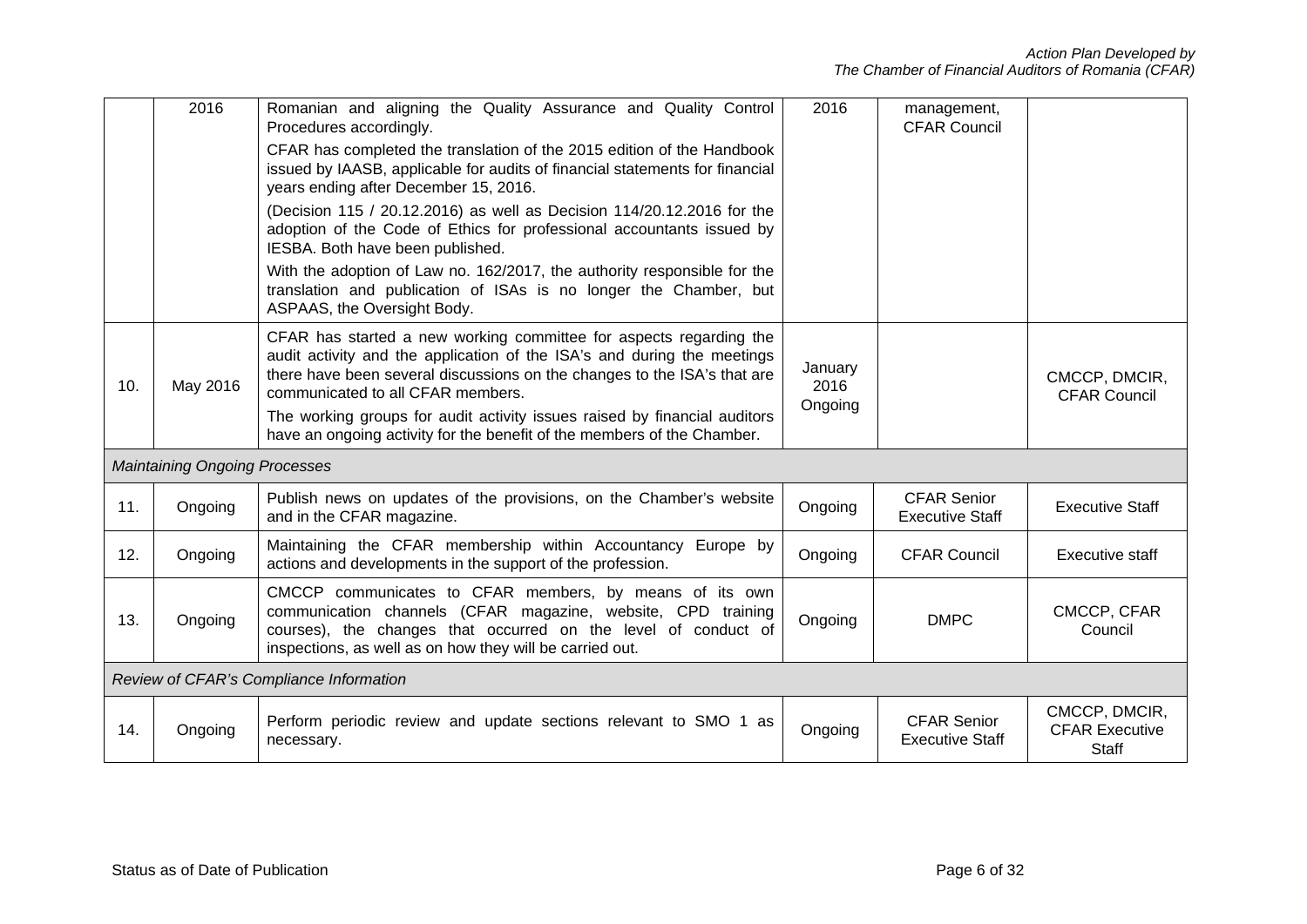| | | | | | |
|---|---|---|---|---|---|
| | 2016 | Romanian and aligning the Quality Assurance and Quality Control Procedures accordingly.<br>CFAR has completed the translation of the 2015 edition of the Handbook issued by IAASB, applicable for audits of financial statements for financial years ending after December 15, 2016.<br>(Decision 115 / 20.12.2016) as well as Decision 114/20.12.2016 for the adoption of the Code of Ethics for professional accountants issued by IESBA. Both have been published.<br>With the adoption of Law no. 162/2017, the authority responsible for the translation and publication of ISAs is no longer the Chamber, but ASPAAS, the Oversight Body. | 2016 | management, CFAR Council | |
| 10. | May 2016 | CFAR has started a new working committee for aspects regarding the audit activity and the application of the ISA's and during the meetings there have been several discussions on the changes to the ISA's that are communicated to all CFAR members.<br>The working groups for audit activity issues raised by financial auditors have an ongoing activity for the benefit of the members of the Chamber. | January 2016 Ongoing | | CMCCP, DMCIR, CFAR Council |
| *Maintaining Ongoing Processes* | | | | | |
| 11. | Ongoing | Publish news on updates of the provisions, on the Chamber's website and in the CFAR magazine. | Ongoing | CFAR Senior Executive Staff | Executive Staff |
| 12. | Ongoing | Maintaining the CFAR membership within Accountancy Europe by actions and developments in the support of the profession. | Ongoing | CFAR Council | Executive staff |
| 13. | Ongoing | CMCCP communicates to CFAR members, by means of its own communication channels (CFAR magazine, website, CPD training courses), the changes that occurred on the level of conduct of inspections, as well as on how they will be carried out. | Ongoing | DMPC | CMCCP, CFAR Council |
| *Review of CFAR's Compliance Information* | | | | | |
| 14. | Ongoing | Perform periodic review and update sections relevant to SMO 1 as necessary. | Ongoing | CFAR Senior Executive Staff | CMCCP, DMCIR, CFAR Executive Staff |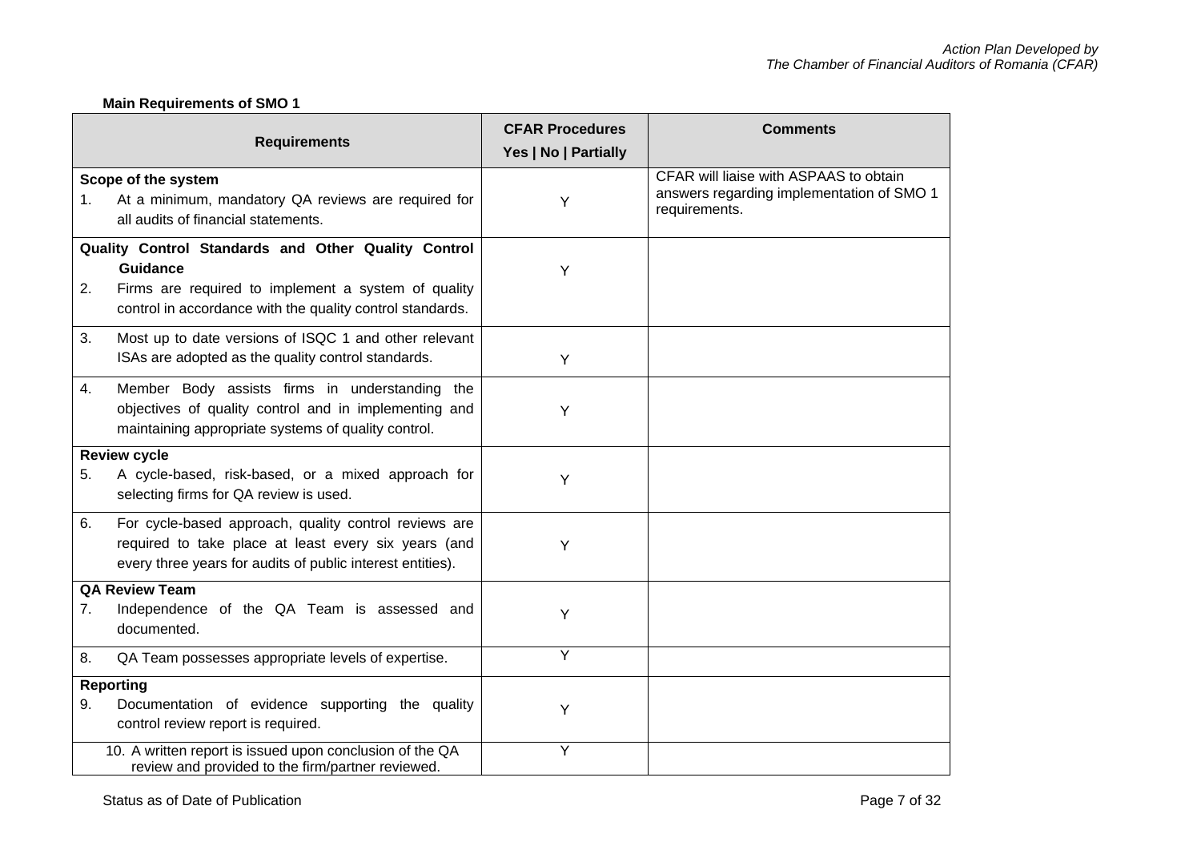**Main Requirements of SMO 1**

| Requirements | CFAR Procedures Yes \| No \| Partially | Comments |
|---|---|---|
| **Scope of the system**<br>1. At a minimum, mandatory QA reviews are required for all audits of financial statements. | Y | CFAR will liaise with ASPAAS to obtain answers regarding implementation of SMO 1 requirements. |
| **Quality Control Standards and Other Quality Control Guidance**<br>2. Firms are required to implement a system of quality control in accordance with the quality control standards. | Y | |
| 3. Most up to date versions of ISQC 1 and other relevant ISAs are adopted as the quality control standards. | Y | |
| 4. Member Body assists firms in understanding the objectives of quality control and in implementing and maintaining appropriate systems of quality control. | Y | |
| **Review cycle**<br>5. A cycle-based, risk-based, or a mixed approach for selecting firms for QA review is used. | Y | |
| 6. For cycle-based approach, quality control reviews are required to take place at least every six years (and every three years for audits of public interest entities). | Y | |
| **QA Review Team**<br>7. Independence of the QA Team is assessed and documented. | Y | |
| 8. QA Team possesses appropriate levels of expertise. | Y | |
| **Reporting**<br>9. Documentation of evidence supporting the quality control review report is required. | Y | |
| 10. A written report is issued upon conclusion of the QA review and provided to the firm/partner reviewed. | Y | |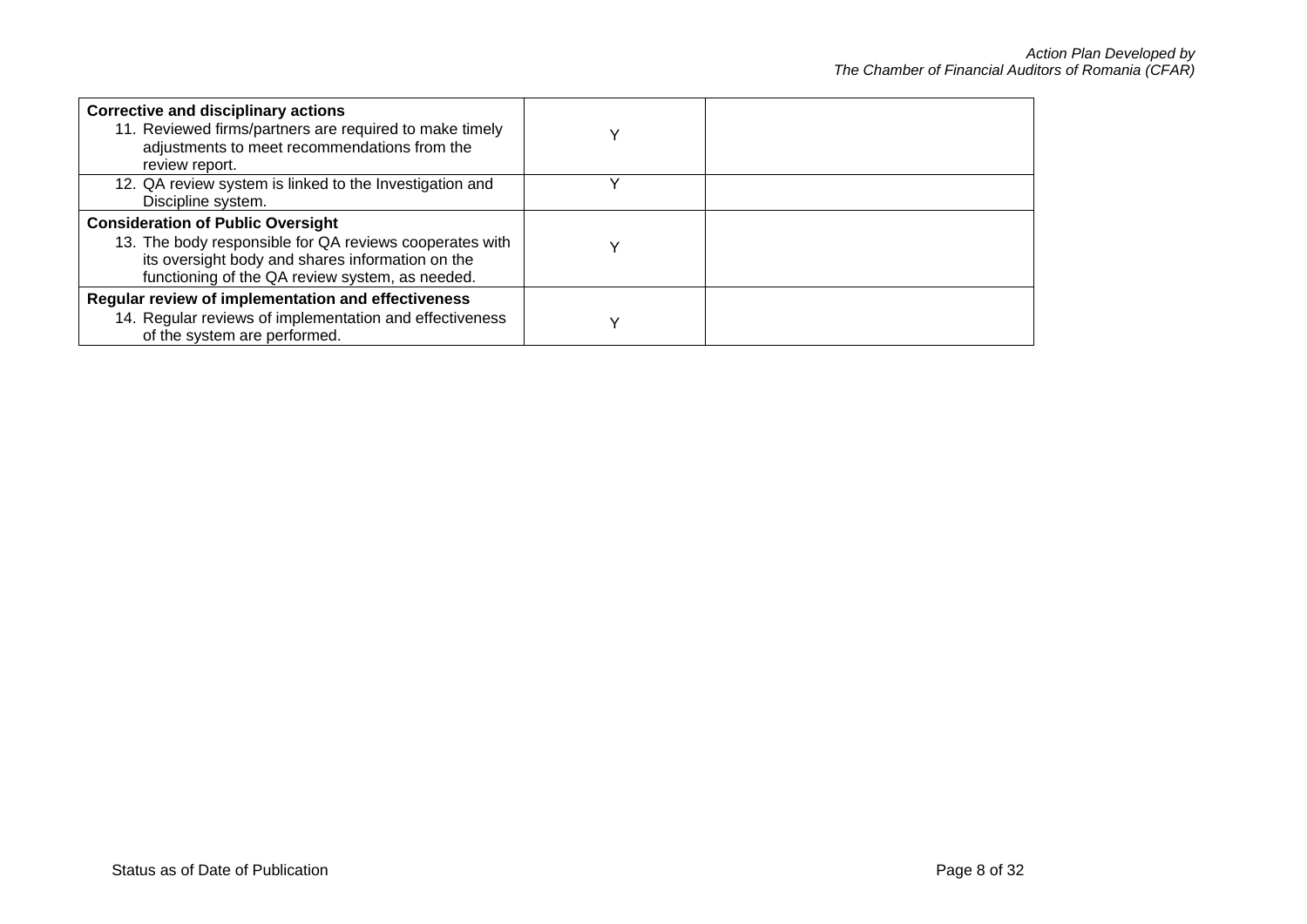| | | |
|---|---|---|
| **Corrective and disciplinary actions**<br>11. Reviewed firms/partners are required to make timely adjustments to meet recommendations from the review report. | Y | |
| 12. QA review system is linked to the Investigation and Discipline system. | Y | |
| **Consideration of Public Oversight**<br>13. The body responsible for QA reviews cooperates with its oversight body and shares information on the functioning of the QA review system, as needed. | Y | |
| **Regular review of implementation and effectiveness**<br>14. Regular reviews of implementation and effectiveness of the system are performed. | Y | |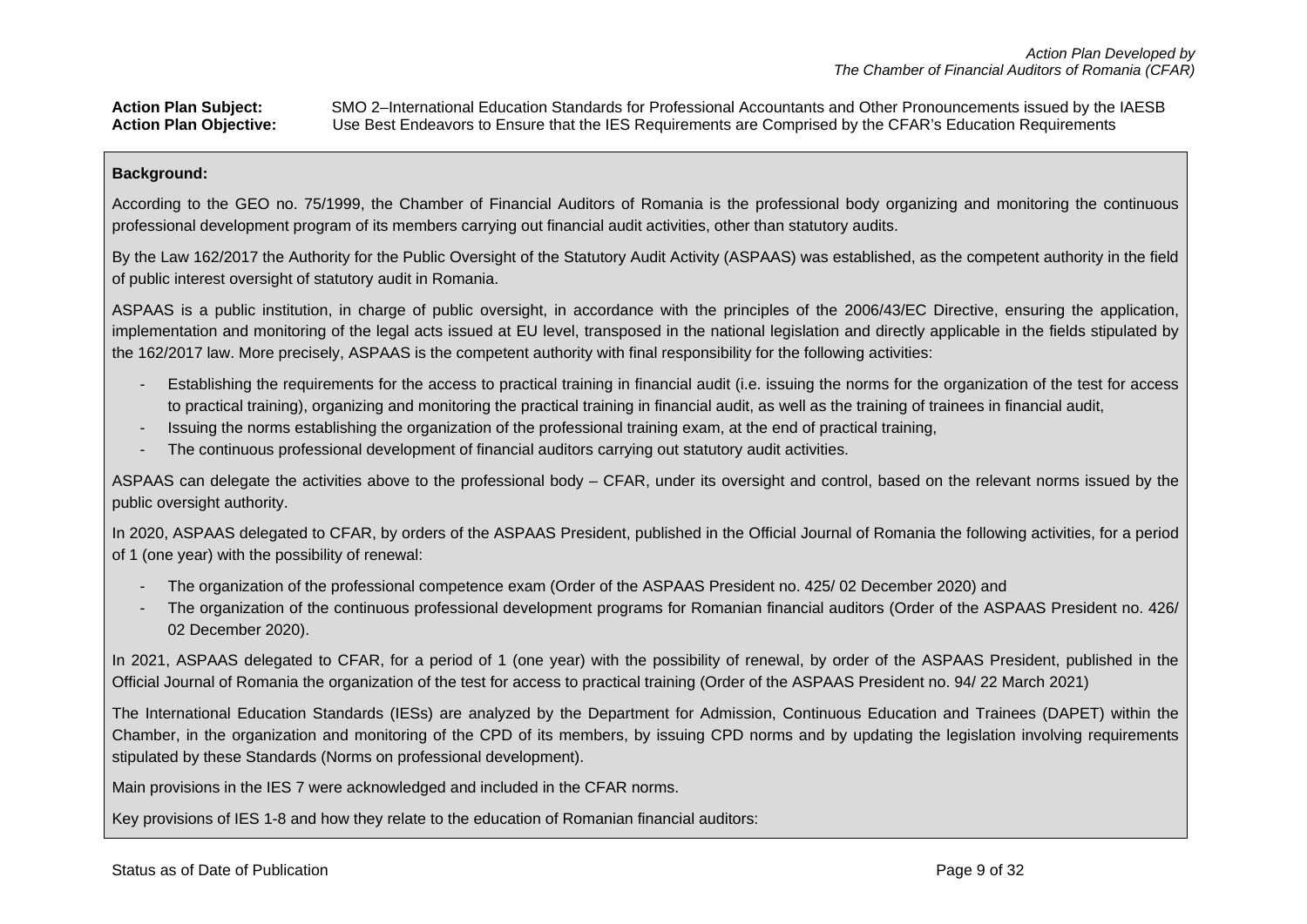**Action Plan Subject:** SMO 2–International Education Standards for Professional Accountants and Other Pronouncements issued by the IAESB
**Action Plan Objective:** Use Best Endeavors to Ensure that the IES Requirements are Comprised by the CFAR's Education Requirements

**Background:**

According to the GEO no. 75/1999, the Chamber of Financial Auditors of Romania is the professional body organizing and monitoring the continuous professional development program of its members carrying out financial audit activities, other than statutory audits.

By the Law 162/2017 the Authority for the Public Oversight of the Statutory Audit Activity (ASPAAS) was established, as the competent authority in the field of public interest oversight of statutory audit in Romania.

ASPAAS is a public institution, in charge of public oversight, in accordance with the principles of the 2006/43/EC Directive, ensuring the application, implementation and monitoring of the legal acts issued at EU level, transposed in the national legislation and directly applicable in the fields stipulated by the 162/2017 law. More precisely, ASPAAS is the competent authority with final responsibility for the following activities:

- Establishing the requirements for the access to practical training in financial audit (i.e. issuing the norms for the organization of the test for access to practical training), organizing and monitoring the practical training in financial audit, as well as the training of trainees in financial audit,
- Issuing the norms establishing the organization of the professional training exam, at the end of practical training,
- The continuous professional development of financial auditors carrying out statutory audit activities.

ASPAAS can delegate the activities above to the professional body – CFAR, under its oversight and control, based on the relevant norms issued by the public oversight authority.

In 2020, ASPAAS delegated to CFAR, by orders of the ASPAAS President, published in the Official Journal of Romania the following activities, for a period of 1 (one year) with the possibility of renewal:

- The organization of the professional competence exam (Order of the ASPAAS President no. 425/ 02 December 2020) and
- The organization of the continuous professional development programs for Romanian financial auditors (Order of the ASPAAS President no. 426/ 02 December 2020).

In 2021, ASPAAS delegated to CFAR, for a period of 1 (one year) with the possibility of renewal, by order of the ASPAAS President, published in the Official Journal of Romania the organization of the test for access to practical training (Order of the ASPAAS President no. 94/ 22 March 2021)

The International Education Standards (IESs) are analyzed by the Department for Admission, Continuous Education and Trainees (DAPET) within the Chamber, in the organization and monitoring of the CPD of its members, by issuing CPD norms and by updating the legislation involving requirements stipulated by these Standards (Norms on professional development).

Main provisions in the IES 7 were acknowledged and included in the CFAR norms.

Key provisions of IES 1-8 and how they relate to the education of Romanian financial auditors: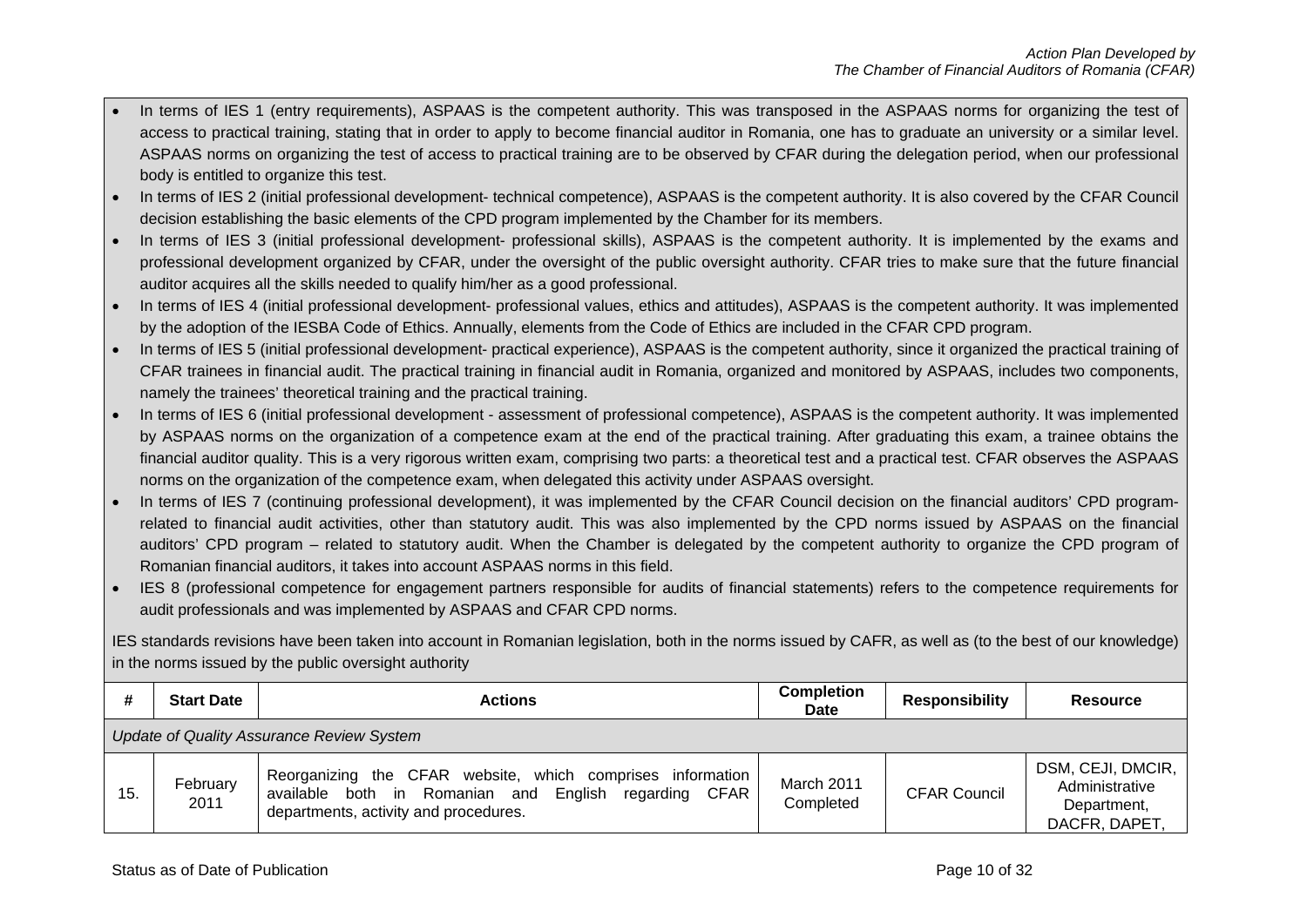- In terms of IES 1 (entry requirements), ASPAAS is the competent authority. This was transposed in the ASPAAS norms for organizing the test of access to practical training, stating that in order to apply to become financial auditor in Romania, one has to graduate an university or a similar level. ASPAAS norms on organizing the test of access to practical training are to be observed by CFAR during the delegation period, when our professional body is entitled to organize this test.
- In terms of IES 2 (initial professional development- technical competence), ASPAAS is the competent authority. It is also covered by the CFAR Council decision establishing the basic elements of the CPD program implemented by the Chamber for its members.
- In terms of IES 3 (initial professional development- professional skills), ASPAAS is the competent authority. It is implemented by the exams and professional development organized by CFAR, under the oversight of the public oversight authority. CFAR tries to make sure that the future financial auditor acquires all the skills needed to qualify him/her as a good professional.
- In terms of IES 4 (initial professional development- professional values, ethics and attitudes), ASPAAS is the competent authority. It was implemented by the adoption of the IESBA Code of Ethics. Annually, elements from the Code of Ethics are included in the CFAR CPD program.
- In terms of IES 5 (initial professional development- practical experience), ASPAAS is the competent authority, since it organized the practical training of CFAR trainees in financial audit. The practical training in financial audit in Romania, organized and monitored by ASPAAS, includes two components, namely the trainees' theoretical training and the practical training.
- In terms of IES 6 (initial professional development - assessment of professional competence), ASPAAS is the competent authority. It was implemented by ASPAAS norms on the organization of a competence exam at the end of the practical training. After graduating this exam, a trainee obtains the financial auditor quality. This is a very rigorous written exam, comprising two parts: a theoretical test and a practical test. CFAR observes the ASPAAS norms on the organization of the competence exam, when delegated this activity under ASPAAS oversight.
- In terms of IES 7 (continuing professional development), it was implemented by the CFAR Council decision on the financial auditors' CPD program- related to financial audit activities, other than statutory audit. This was also implemented by the CPD norms issued by ASPAAS on the financial auditors' CPD program – related to statutory audit. When the Chamber is delegated by the competent authority to organize the CPD program of Romanian financial auditors, it takes into account ASPAAS norms in this field.
- IES 8 (professional competence for engagement partners responsible for audits of financial statements) refers to the competence requirements for audit professionals and was implemented by ASPAAS and CFAR CPD norms.

IES standards revisions have been taken into account in Romanian legislation, both in the norms issued by CAFR, as well as (to the best of our knowledge) in the norms issued by the public oversight authority

| # | Start Date | Actions | Completion Date | Responsibility | Resource |
|---|---|---|---|---|---|
| *Update of Quality Assurance Review System* | | | | | |
| 15. | February 2011 | Reorganizing the CFAR website, which comprises information available both in Romanian and English regarding CFAR departments, activity and procedures. | March 2011 Completed | CFAR Council | DSM, CEJI, DMCIR, Administrative Department, DACFR, DAPET, |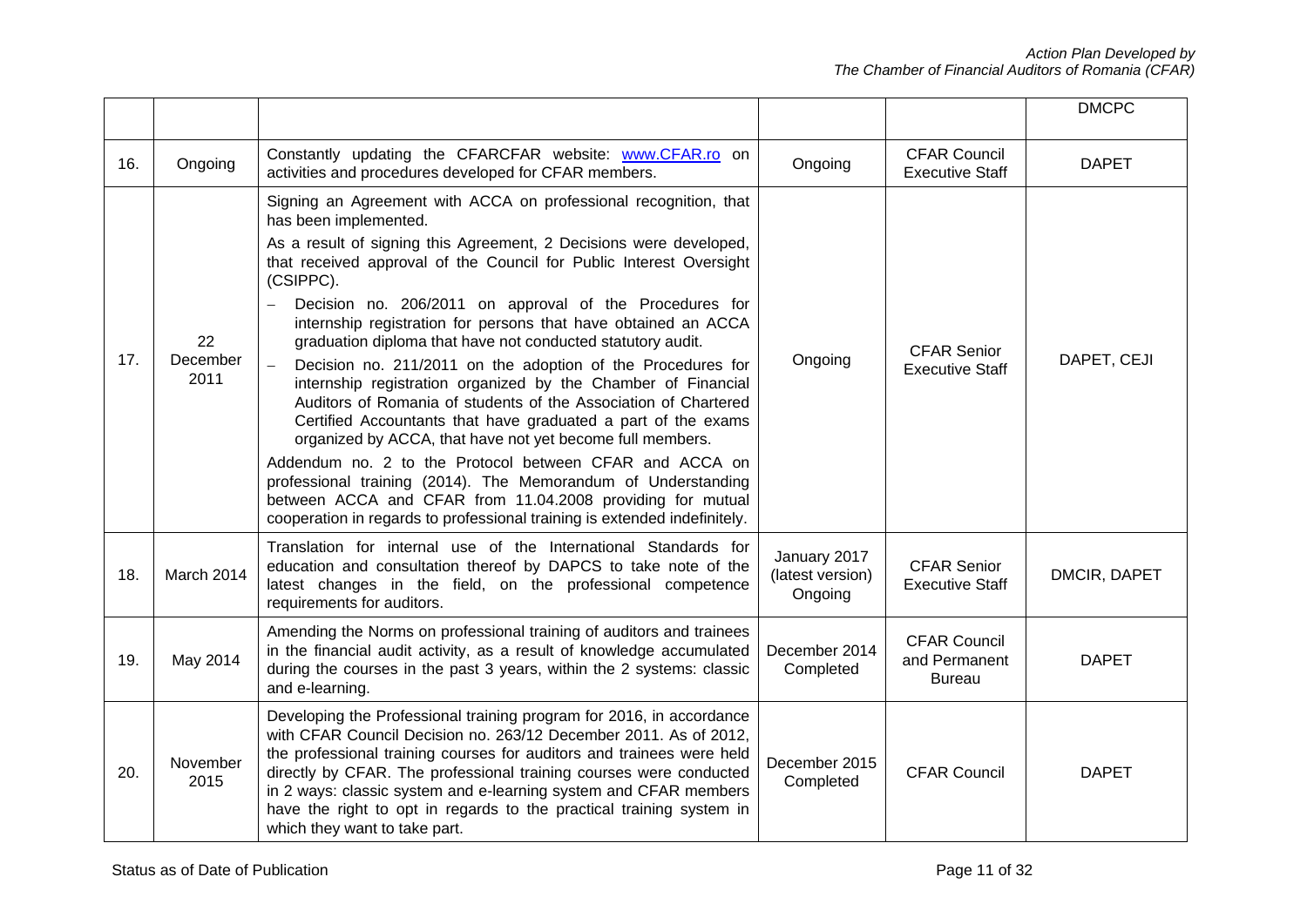| | | | | | DMCPC |
|---|---|---|---|---|---|
| 16. | Ongoing | Constantly updating the CFARCFAR website: www.CFAR.ro on activities and procedures developed for CFAR members. | Ongoing | CFAR Council Executive Staff | DAPET |
| 17. | 22 December 2011 | Signing an Agreement with ACCA on professional recognition, that has been implemented.<br>As a result of signing this Agreement, 2 Decisions were developed, that received approval of the Council for Public Interest Oversight (CSIPPC).<br>– Decision no. 206/2011 on approval of the Procedures for internship registration for persons that have obtained an ACCA graduation diploma that have not conducted statutory audit.<br>– Decision no. 211/2011 on the adoption of the Procedures for internship registration organized by the Chamber of Financial Auditors of Romania of students of the Association of Chartered Certified Accountants that have graduated a part of the exams organized by ACCA, that have not yet become full members.<br>Addendum no. 2 to the Protocol between CFAR and ACCA on professional training (2014). The Memorandum of Understanding between ACCA and CFAR from 11.04.2008 providing for mutual cooperation in regards to professional training is extended indefinitely. | Ongoing | CFAR Senior Executive Staff | DAPET, CEJI |
| 18. | March 2014 | Translation for internal use of the International Standards for education and consultation thereof by DAPCS to take note of the latest changes in the field, on the professional competence requirements for auditors. | January 2017 (latest version) Ongoing | CFAR Senior Executive Staff | DMCIR, DAPET |
| 19. | May 2014 | Amending the Norms on professional training of auditors and trainees in the financial audit activity, as a result of knowledge accumulated during the courses in the past 3 years, within the 2 systems: classic and e-learning. | December 2014 Completed | CFAR Council and Permanent Bureau | DAPET |
| 20. | November 2015 | Developing the Professional training program for 2016, in accordance with CFAR Council Decision no. 263/12 December 2011. As of 2012, the professional training courses for auditors and trainees were held directly by CFAR. The professional training courses were conducted in 2 ways: classic system and e-learning system and CFAR members have the right to opt in regards to the practical training system in which they want to take part. | December 2015 Completed | CFAR Council | DAPET |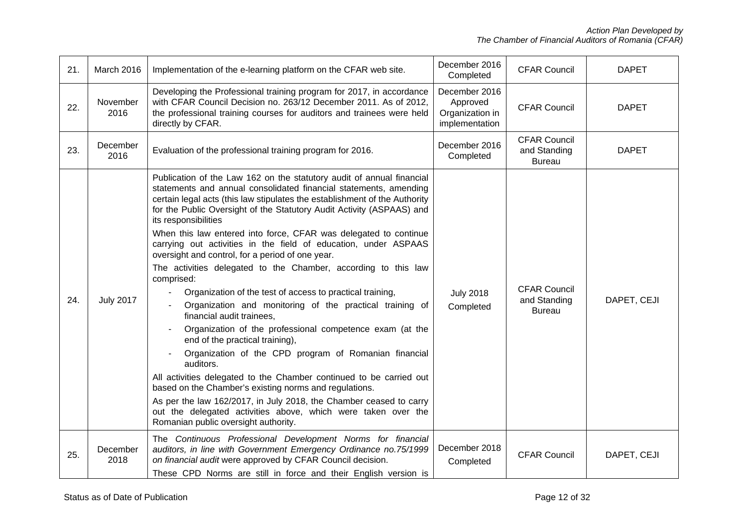| 21. | March 2016 | Implementation of the e-learning platform on the CFAR web site. | December 2016 Completed | CFAR Council | DAPET |
|---|---|---|---|---|---|
| 22. | November 2016 | Developing the Professional training program for 2017, in accordance with CFAR Council Decision no. 263/12 December 2011. As of 2012, the professional training courses for auditors and trainees were held directly by CFAR. | December 2016 Approved Organization in implementation | CFAR Council | DAPET |
| 23. | December 2016 | Evaluation of the professional training program for 2016. | December 2016 Completed | CFAR Council and Standing Bureau | DAPET |
| 24. | July 2017 | Publication of the Law 162 on the statutory audit of annual financial statements and annual consolidated financial statements, amending certain legal acts (this law stipulates the establishment of the Authority for the Public Oversight of the Statutory Audit Activity (ASPAAS) and its responsibilities<br><br>When this law entered into force, CFAR was delegated to continue carrying out activities in the field of education, under ASPAAS oversight and control, for a period of one year.<br><br>The activities delegated to the Chamber, according to this law comprised:<br>- Organization of the test of access to practical training,<br>- Organization and monitoring of the practical training of financial audit trainees,<br>- Organization of the professional competence exam (at the end of the practical training),<br>- Organization of the CPD program of Romanian financial auditors.<br><br>All activities delegated to the Chamber continued to be carried out based on the Chamber's existing norms and regulations.<br><br>As per the law 162/2017, in July 2018, the Chamber ceased to carry out the delegated activities above, which were taken over the Romanian public oversight authority. | July 2018 Completed | CFAR Council and Standing Bureau | DAPET, CEJI |
| 25. | December 2018 | The *Continuous Professional Development Norms for financial auditors, in line with Government Emergency Ordinance no.75/1999 on financial audit* were approved by CFAR Council decision.<br><br>These CPD Norms are still in force and their English version is | December 2018 Completed | CFAR Council | DAPET, CEJI |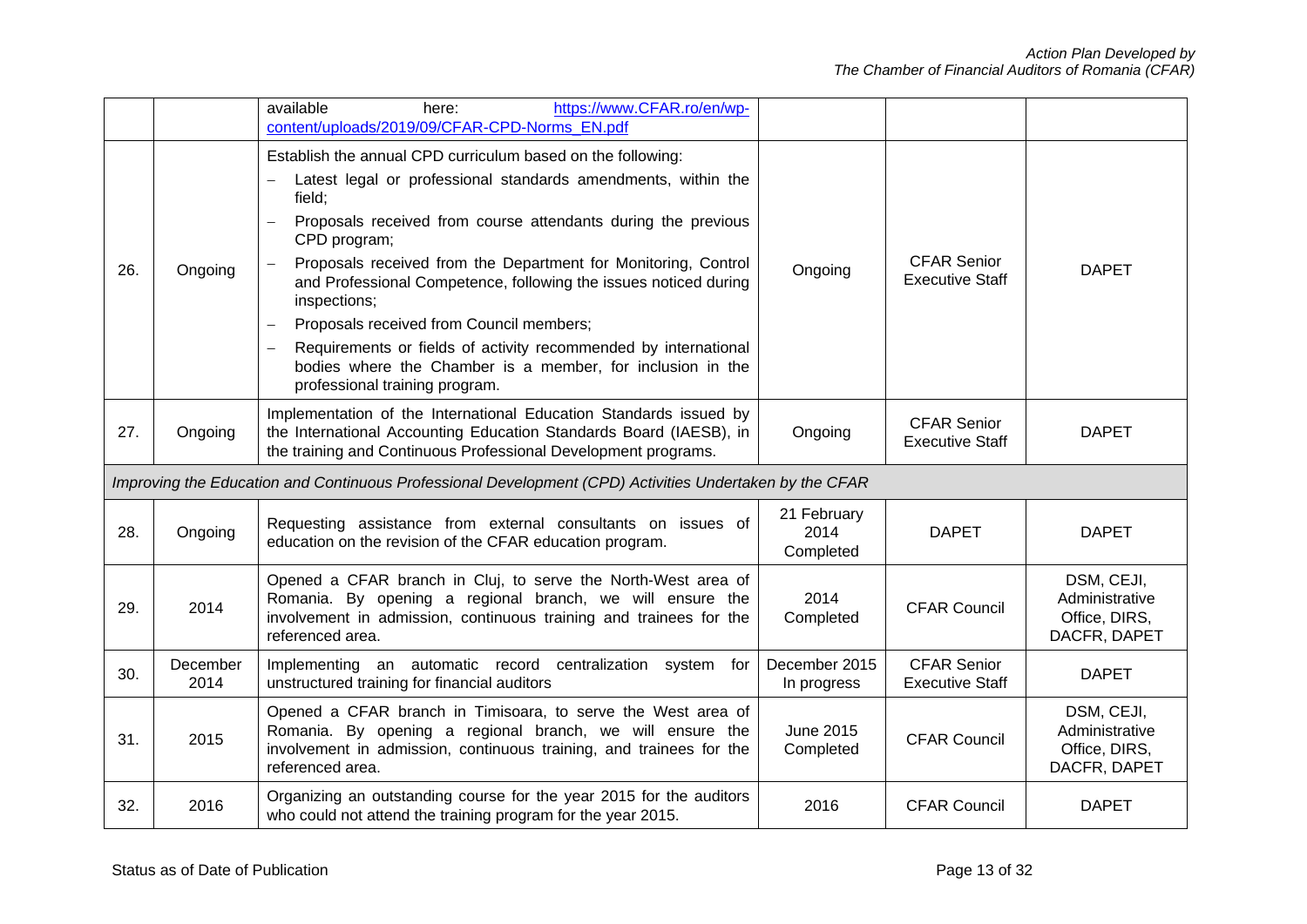| | | | | | |
|---|---|---|---|---|---|
| | | available here: https://www.CFAR.ro/en/wp-content/uploads/2019/09/CFAR-CPD-Norms_EN.pdf | | | |
| 26. | Ongoing | Establish the annual CPD curriculum based on the following:<br>– Latest legal or professional standards amendments, within the field;<br>– Proposals received from course attendants during the previous CPD program;<br>– Proposals received from the Department for Monitoring, Control and Professional Competence, following the issues noticed during inspections;<br>– Proposals received from Council members;<br>– Requirements or fields of activity recommended by international bodies where the Chamber is a member, for inclusion in the professional training program. | Ongoing | CFAR Senior Executive Staff | DAPET |
| 27. | Ongoing | Implementation of the International Education Standards issued by the International Accounting Education Standards Board (IAESB), in the training and Continuous Professional Development programs. | Ongoing | CFAR Senior Executive Staff | DAPET |
| *Improving the Education and Continuous Professional Development (CPD) Activities Undertaken by the CFAR* | | | | | |
| 28. | Ongoing | Requesting assistance from external consultants on issues of education on the revision of the CFAR education program. | 21 February 2014 Completed | DAPET | DAPET |
| 29. | 2014 | Opened a CFAR branch in Cluj, to serve the North-West area of Romania. By opening a regional branch, we will ensure the involvement in admission, continuous training and trainees for the referenced area. | 2014 Completed | CFAR Council | DSM, CEJI, Administrative Office, DIRS, DACFR, DAPET |
| 30. | December 2014 | Implementing an automatic record centralization system for unstructured training for financial auditors | December 2015 In progress | CFAR Senior Executive Staff | DAPET |
| 31. | 2015 | Opened a CFAR branch in Timisoara, to serve the West area of Romania. By opening a regional branch, we will ensure the involvement in admission, continuous training, and trainees for the referenced area. | June 2015 Completed | CFAR Council | DSM, CEJI, Administrative Office, DIRS, DACFR, DAPET |
| 32. | 2016 | Organizing an outstanding course for the year 2015 for the auditors who could not attend the training program for the year 2015. | 2016 | CFAR Council | DAPET |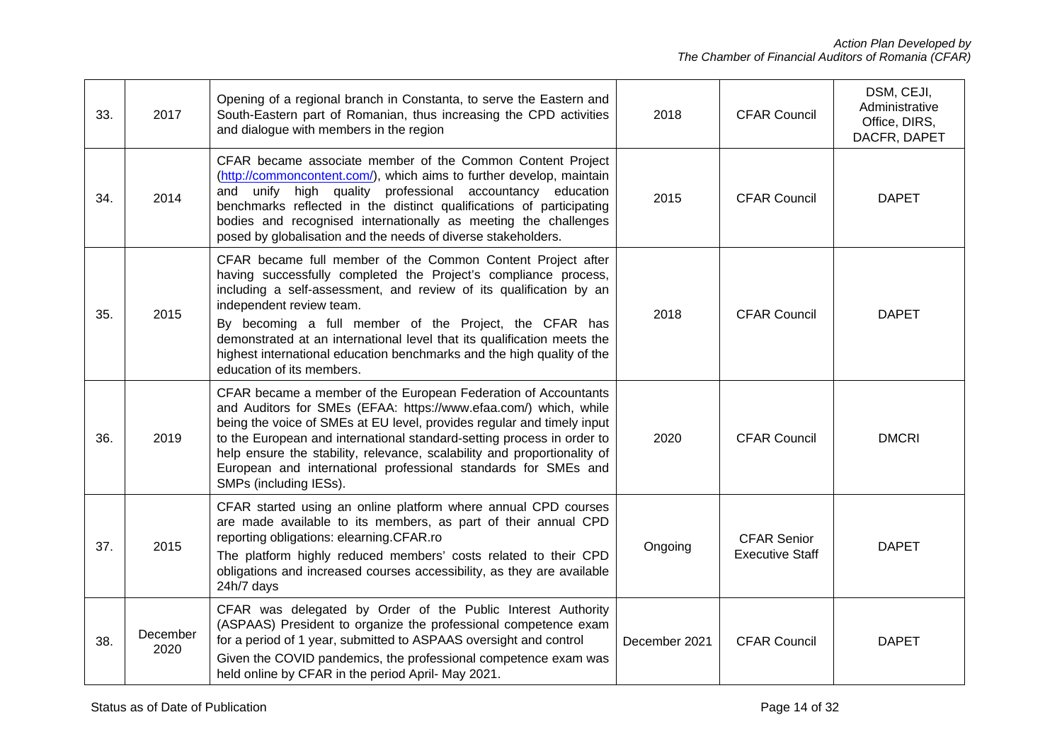| 33. | 2017 | Opening of a regional branch in Constanta, to serve the Eastern and South-Eastern part of Romanian, thus increasing the CPD activities and dialogue with members in the region | 2018 | CFAR Council | DSM, CEJI, Administrative Office, DIRS, DACFR, DAPET |
|---|---|---|---|---|---|
| 34. | 2014 | CFAR became associate member of the Common Content Project (http://commoncontent.com/), which aims to further develop, maintain and unify high quality professional accountancy education benchmarks reflected in the distinct qualifications of participating bodies and recognised internationally as meeting the challenges posed by globalisation and the needs of diverse stakeholders. | 2015 | CFAR Council | DAPET |
| 35. | 2015 | CFAR became full member of the Common Content Project after having successfully completed the Project's compliance process, including a self-assessment, and review of its qualification by an independent review team.<br>By becoming a full member of the Project, the CFAR has demonstrated at an international level that its qualification meets the highest international education benchmarks and the high quality of the education of its members. | 2018 | CFAR Council | DAPET |
| 36. | 2019 | CFAR became a member of the European Federation of Accountants and Auditors for SMEs (EFAA: https://www.efaa.com/) which, while being the voice of SMEs at EU level, provides regular and timely input to the European and international standard-setting process in order to help ensure the stability, relevance, scalability and proportionality of European and international professional standards for SMEs and SMPs (including IESs). | 2020 | CFAR Council | DMCRI |
| 37. | 2015 | CFAR started using an online platform where annual CPD courses are made available to its members, as part of their annual CPD reporting obligations: elearning.CFAR.ro<br>The platform highly reduced members' costs related to their CPD obligations and increased courses accessibility, as they are available 24h/7 days | Ongoing | CFAR Senior Executive Staff | DAPET |
| 38. | December 2020 | CFAR was delegated by Order of the Public Interest Authority (ASPAAS) President to organize the professional competence exam for a period of 1 year, submitted to ASPAAS oversight and control<br>Given the COVID pandemics, the professional competence exam was held online by CFAR in the period April- May 2021. | December 2021 | CFAR Council | DAPET |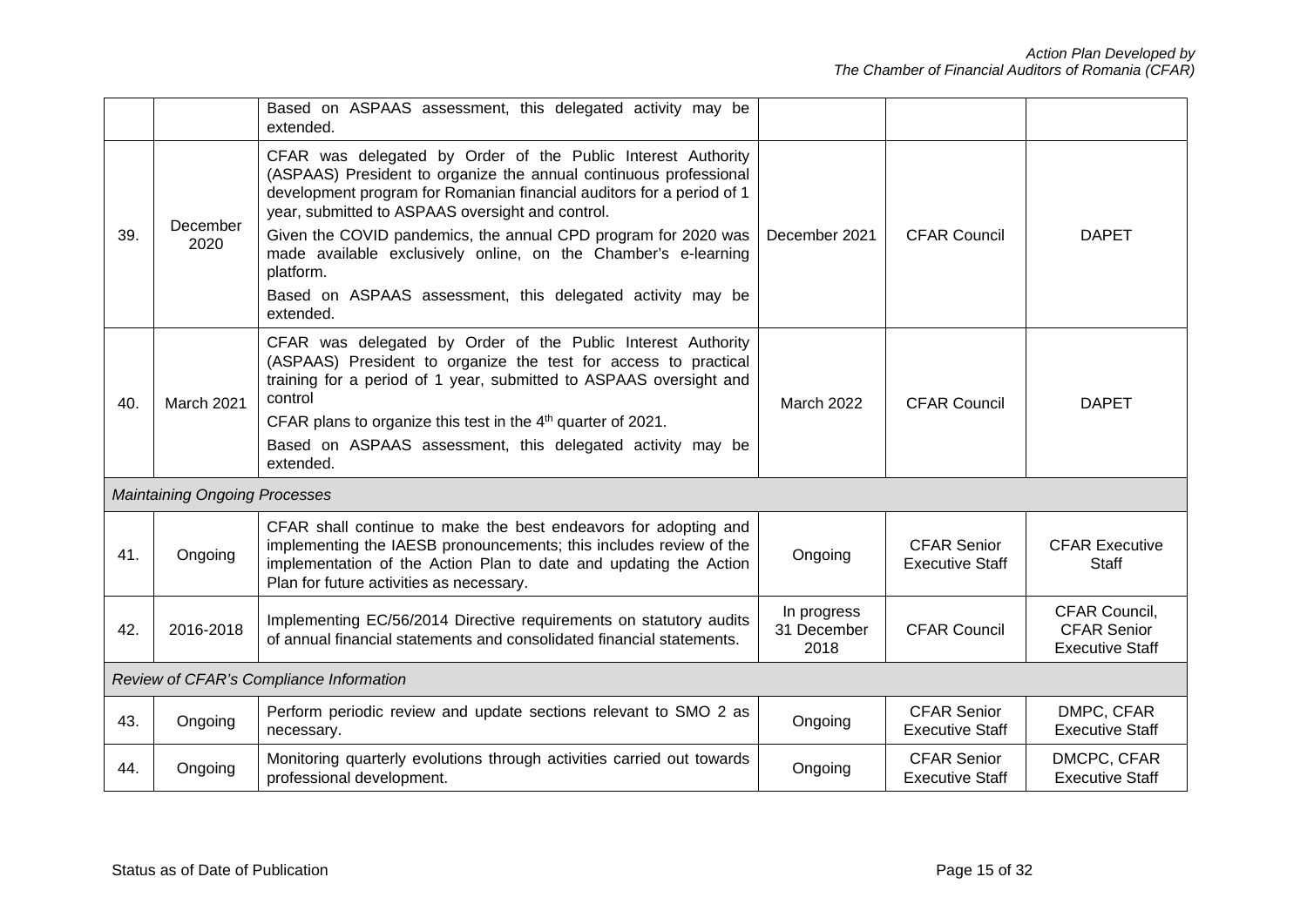| | | | | | |
|---|---|---|---|---|---|
| | | Based on ASPAAS assessment, this delegated activity may be extended. | | | |
| 39. | December 2020 | CFAR was delegated by Order of the Public Interest Authority (ASPAAS) President to organize the annual continuous professional development program for Romanian financial auditors for a period of 1 year, submitted to ASPAAS oversight and control.<br>Given the COVID pandemics, the annual CPD program for 2020 was made available exclusively online, on the Chamber's e-learning platform.<br>Based on ASPAAS assessment, this delegated activity may be extended. | December 2021 | CFAR Council | DAPET |
| 40. | March 2021 | CFAR was delegated by Order of the Public Interest Authority (ASPAAS) President to organize the test for access to practical training for a period of 1 year, submitted to ASPAAS oversight and control<br>CFAR plans to organize this test in the 4th quarter of 2021.<br>Based on ASPAAS assessment, this delegated activity may be extended. | March 2022 | CFAR Council | DAPET |
| *Maintaining Ongoing Processes* | | | | | |
| 41. | Ongoing | CFAR shall continue to make the best endeavors for adopting and implementing the IAESB pronouncements; this includes review of the implementation of the Action Plan to date and updating the Action Plan for future activities as necessary. | Ongoing | CFAR Senior Executive Staff | CFAR Executive Staff |
| 42. | 2016-2018 | Implementing EC/56/2014 Directive requirements on statutory audits of annual financial statements and consolidated financial statements. | In progress 31 December 2018 | CFAR Council | CFAR Council, CFAR Senior Executive Staff |
| *Review of CFAR's Compliance Information* | | | | | |
| 43. | Ongoing | Perform periodic review and update sections relevant to SMO 2 as necessary. | Ongoing | CFAR Senior Executive Staff | DMPC, CFAR Executive Staff |
| 44. | Ongoing | Monitoring quarterly evolutions through activities carried out towards professional development. | Ongoing | CFAR Senior Executive Staff | DMCPC, CFAR Executive Staff |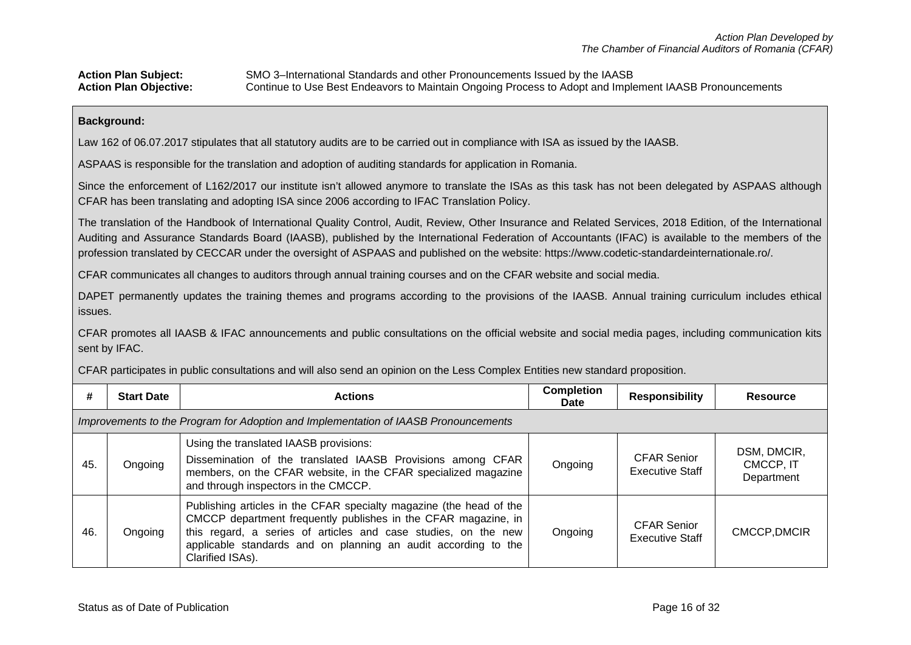**Action Plan Subject:** SMO 3–International Standards and other Pronouncements Issued by the IAASB
**Action Plan Objective:** Continue to Use Best Endeavors to Maintain Ongoing Process to Adopt and Implement IAASB Pronouncements

**Background:**

Law 162 of 06.07.2017 stipulates that all statutory audits are to be carried out in compliance with ISA as issued by the IAASB.

ASPAAS is responsible for the translation and adoption of auditing standards for application in Romania.

Since the enforcement of L162/2017 our institute isn't allowed anymore to translate the ISAs as this task has not been delegated by ASPAAS although CFAR has been translating and adopting ISA since 2006 according to IFAC Translation Policy.

The translation of the Handbook of International Quality Control, Audit, Review, Other Insurance and Related Services, 2018 Edition, of the International Auditing and Assurance Standards Board (IAASB), published by the International Federation of Accountants (IFAC) is available to the members of the profession translated by CECCAR under the oversight of ASPAAS and published on the website: https://www.codetic-standardeinternationale.ro/.

CFAR communicates all changes to auditors through annual training courses and on the CFAR website and social media.

DAPET permanently updates the training themes and programs according to the provisions of the IAASB. Annual training curriculum includes ethical issues.

CFAR promotes all IAASB & IFAC announcements and public consultations on the official website and social media pages, including communication kits sent by IFAC.

CFAR participates in public consultations and will also send an opinion on the Less Complex Entities new standard proposition.

| # | Start Date | Actions | Completion Date | Responsibility | Resource |
|---|---|---|---|---|---|
| *Improvements to the Program for Adoption and Implementation of IAASB Pronouncements* | | | | | |
| 45. | Ongoing | Using the translated IAASB provisions:<br>Dissemination of the translated IAASB Provisions among CFAR members, on the CFAR website, in the CFAR specialized magazine and through inspectors in the CMCCP. | Ongoing | CFAR Senior Executive Staff | DSM, DMCIR, CMCCP, IT Department |
| 46. | Ongoing | Publishing articles in the CFAR specialty magazine (the head of the CMCCP department frequently publishes in the CFAR magazine, in this regard, a series of articles and case studies, on the new applicable standards and on planning an audit according to the Clarified ISAs). | Ongoing | CFAR Senior Executive Staff | CMCCP,DMCIR |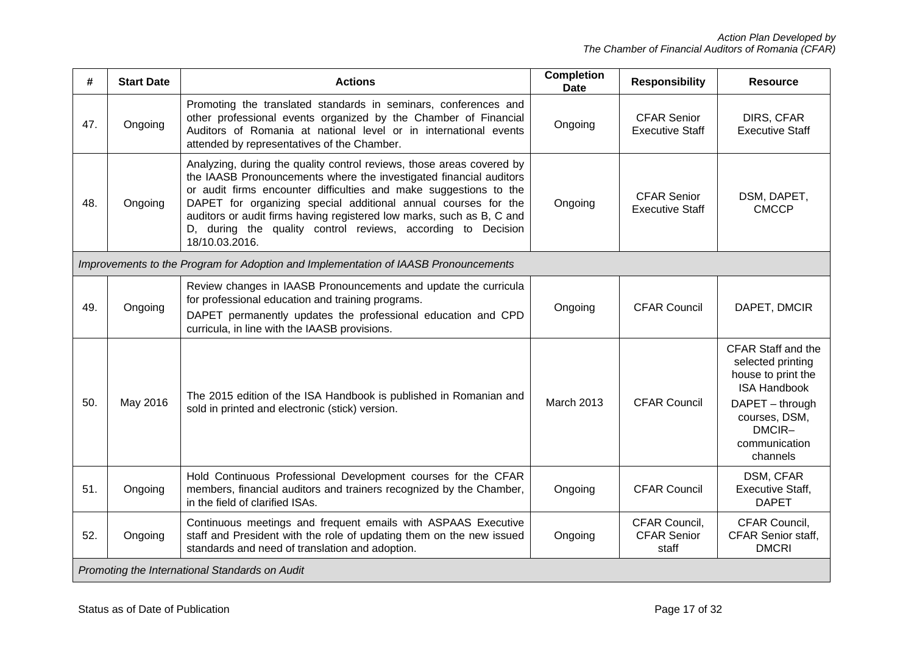| # | Start Date | Actions | Completion Date | Responsibility | Resource |
|---|---|---|---|---|---|
| 47. | Ongoing | Promoting the translated standards in seminars, conferences and other professional events organized by the Chamber of Financial Auditors of Romania at national level or in international events attended by representatives of the Chamber. | Ongoing | CFAR Senior Executive Staff | DIRS, CFAR Executive Staff |
| 48. | Ongoing | Analyzing, during the quality control reviews, those areas covered by the IAASB Pronouncements where the investigated financial auditors or audit firms encounter difficulties and make suggestions to the DAPET for organizing special additional annual courses for the auditors or audit firms having registered low marks, such as B, C and D, during the quality control reviews, according to Decision 18/10.03.2016. | Ongoing | CFAR Senior Executive Staff | DSM, DAPET, CMCCP |
| *Improvements to the Program for Adoption and Implementation of IAASB Pronouncements* | | | | | |
| 49. | Ongoing | Review changes in IAASB Pronouncements and update the curricula for professional education and training programs.<br>DAPET permanently updates the professional education and CPD curricula, in line with the IAASB provisions. | Ongoing | CFAR Council | DAPET, DMCIR |
| 50. | May 2016 | The 2015 edition of the ISA Handbook is published in Romanian and sold in printed and electronic (stick) version. | March 2013 | CFAR Council | CFAR Staff and the selected printing house to print the ISA Handbook<br>DAPET – through courses, DSM, DMCIR– communication channels |
| 51. | Ongoing | Hold Continuous Professional Development courses for the CFAR members, financial auditors and trainers recognized by the Chamber, in the field of clarified ISAs. | Ongoing | CFAR Council | DSM, CFAR Executive Staff, DAPET |
| 52. | Ongoing | Continuous meetings and frequent emails with ASPAAS Executive staff and President with the role of updating them on the new issued standards and need of translation and adoption. | Ongoing | CFAR Council, CFAR Senior staff | CFAR Council, CFAR Senior staff, DMCRI |
| *Promoting the International Standards on Audit* | | | | | |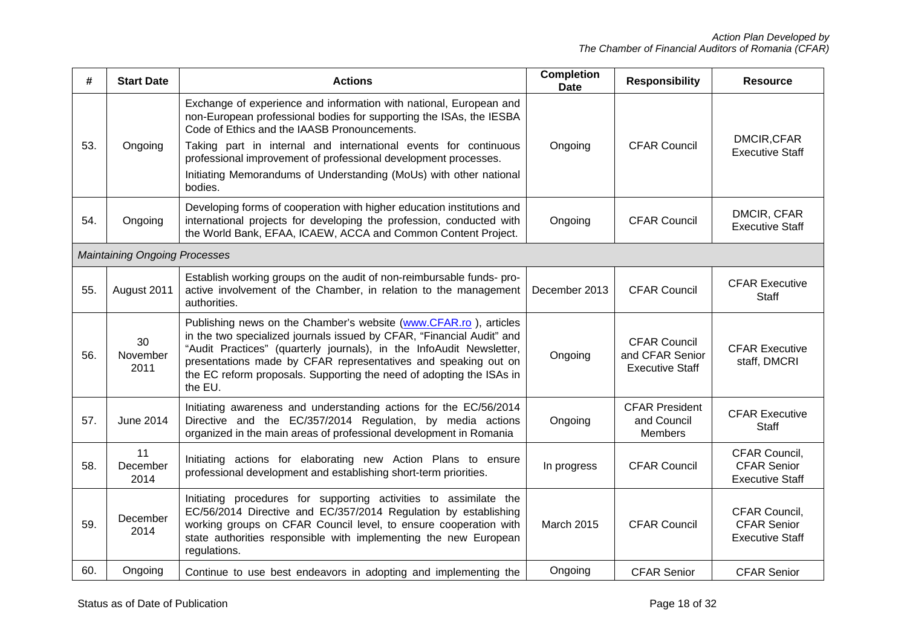| # | Start Date | Actions | Completion Date | Responsibility | Resource |
|---|---|---|---|---|---|
| 53. | Ongoing | Exchange of experience and information with national, European and non-European professional bodies for supporting the ISAs, the IESBA Code of Ethics and the IAASB Pronouncements.<br>Taking part in internal and international events for continuous professional improvement of professional development processes.<br>Initiating Memorandums of Understanding (MoUs) with other national bodies. | Ongoing | CFAR Council | DMCIR,CFAR Executive Staff |
| 54. | Ongoing | Developing forms of cooperation with higher education institutions and international projects for developing the profession, conducted with the World Bank, EFAA, ICAEW, ACCA and Common Content Project. | Ongoing | CFAR Council | DMCIR, CFAR Executive Staff |
| *Maintaining Ongoing Processes* | | | | | |
| 55. | August 2011 | Establish working groups on the audit of non-reimbursable funds- pro-active involvement of the Chamber, in relation to the management authorities. | December 2013 | CFAR Council | CFAR Executive Staff |
| 56. | 30 November 2011 | Publishing news on the Chamber's website ([www.CFAR.ro](http://www.CFAR.ro) ), articles in the two specialized journals issued by CFAR, "Financial Audit" and "Audit Practices" (quarterly journals), in the InfoAudit Newsletter, presentations made by CFAR representatives and speaking out on the EC reform proposals. Supporting the need of adopting the ISAs in the EU. | Ongoing | CFAR Council and CFAR Senior Executive Staff | CFAR Executive staff, DMCRI |
| 57. | June 2014 | Initiating awareness and understanding actions for the EC/56/2014 Directive and the EC/357/2014 Regulation, by media actions organized in the main areas of professional development in Romania | Ongoing | CFAR President and Council Members | CFAR Executive Staff |
| 58. | 11 December 2014 | Initiating actions for elaborating new Action Plans to ensure professional development and establishing short-term priorities. | In progress | CFAR Council | CFAR Council, CFAR Senior Executive Staff |
| 59. | December 2014 | Initiating procedures for supporting activities to assimilate the EC/56/2014 Directive and EC/357/2014 Regulation by establishing working groups on CFAR Council level, to ensure cooperation with state authorities responsible with implementing the new European regulations. | March 2015 | CFAR Council | CFAR Council, CFAR Senior Executive Staff |
| 60. | Ongoing | Continue to use best endeavors in adopting and implementing the | Ongoing | CFAR Senior | CFAR Senior |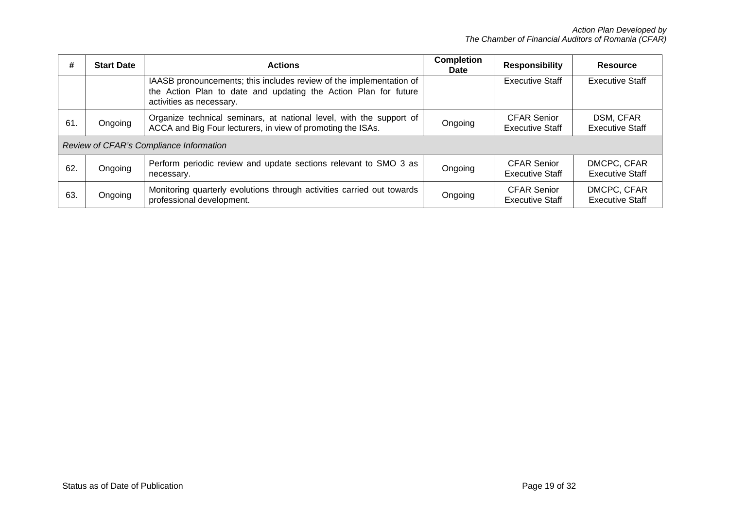| # | Start Date | Actions | Completion Date | Responsibility | Resource |
|---|---|---|---|---|---|
| | | IAASB pronouncements; this includes review of the implementation of the Action Plan to date and updating the Action Plan for future activities as necessary. | | Executive Staff | Executive Staff |
| 61. | Ongoing | Organize technical seminars, at national level, with the support of ACCA and Big Four lecturers, in view of promoting the ISAs. | Ongoing | CFAR Senior Executive Staff | DSM, CFAR Executive Staff |
| *Review of CFAR's Compliance Information* | | | | | |
| 62. | Ongoing | Perform periodic review and update sections relevant to SMO 3 as necessary. | Ongoing | CFAR Senior Executive Staff | DMCPC, CFAR Executive Staff |
| 63. | Ongoing | Monitoring quarterly evolutions through activities carried out towards professional development. | Ongoing | CFAR Senior Executive Staff | DMCPC, CFAR Executive Staff |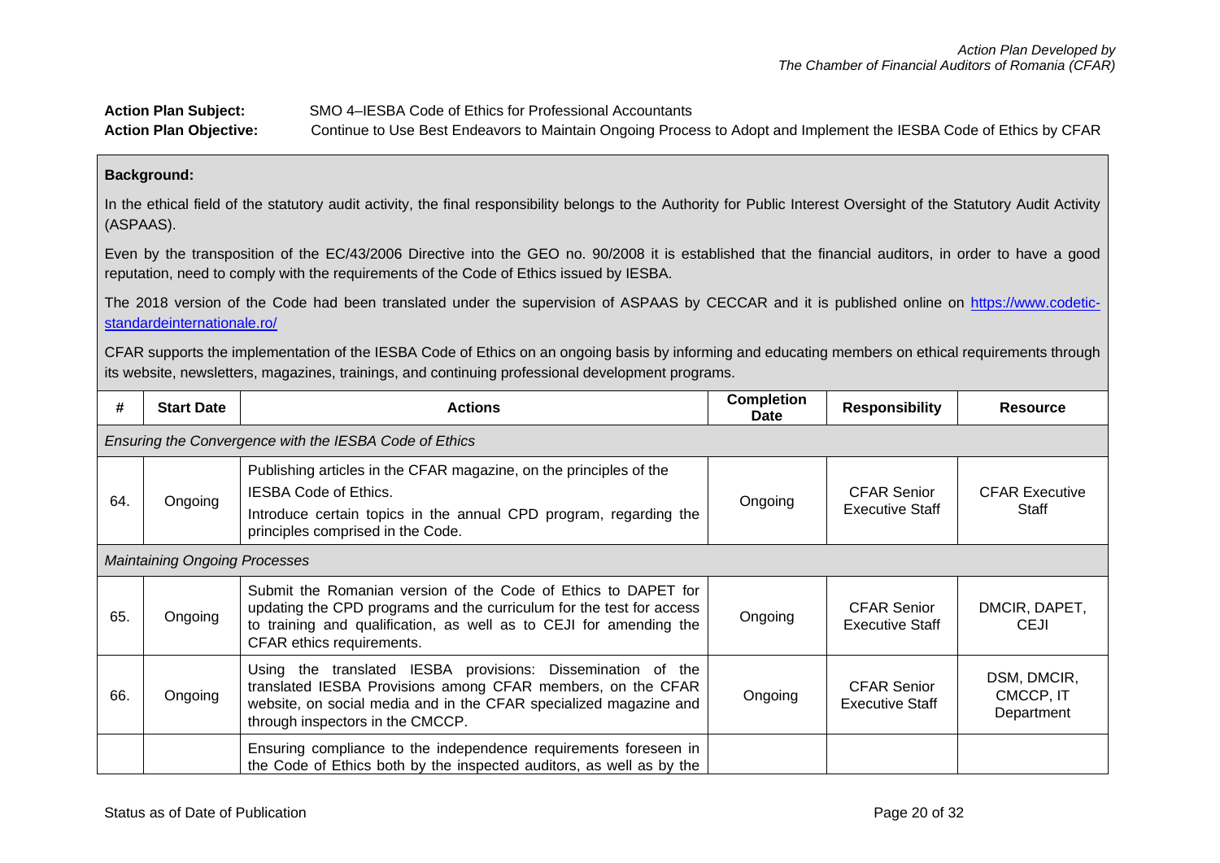**Action Plan Subject:** SMO 4–IESBA Code of Ethics for Professional Accountants

**Action Plan Objective:** Continue to Use Best Endeavors to Maintain Ongoing Process to Adopt and Implement the IESBA Code of Ethics by CFAR

**Background:**

In the ethical field of the statutory audit activity, the final responsibility belongs to the Authority for Public Interest Oversight of the Statutory Audit Activity (ASPAAS).

Even by the transposition of the EC/43/2006 Directive into the GEO no. 90/2008 it is established that the financial auditors, in order to have a good reputation, need to comply with the requirements of the Code of Ethics issued by IESBA.

The 2018 version of the Code had been translated under the supervision of ASPAAS by CECCAR and it is published online on https://www.codetic-standardeinternationale.ro/

CFAR supports the implementation of the IESBA Code of Ethics on an ongoing basis by informing and educating members on ethical requirements through its website, newsletters, magazines, trainings, and continuing professional development programs.

| # | Start Date | Actions | Completion Date | Responsibility | Resource |
|---|---|---|---|---|---|
| *Ensuring the Convergence with the IESBA Code of Ethics* | | | | | |
| 64. | Ongoing | Publishing articles in the CFAR magazine, on the principles of the IESBA Code of Ethics.<br>Introduce certain topics in the annual CPD program, regarding the principles comprised in the Code. | Ongoing | CFAR Senior Executive Staff | CFAR Executive Staff |
| *Maintaining Ongoing Processes* | | | | | |
| 65. | Ongoing | Submit the Romanian version of the Code of Ethics to DAPET for updating the CPD programs and the curriculum for the test for access to training and qualification, as well as to CEJI for amending the CFAR ethics requirements. | Ongoing | CFAR Senior Executive Staff | DMCIR, DAPET, CEJI |
| 66. | Ongoing | Using the translated IESBA provisions: Dissemination of the translated IESBA Provisions among CFAR members, on the CFAR website, on social media and in the CFAR specialized magazine and through inspectors in the CMCCP. | Ongoing | CFAR Senior Executive Staff | DSM, DMCIR, CMCCP, IT Department |
| | | Ensuring compliance to the independence requirements foreseen in the Code of Ethics both by the inspected auditors, as well as by the | | | |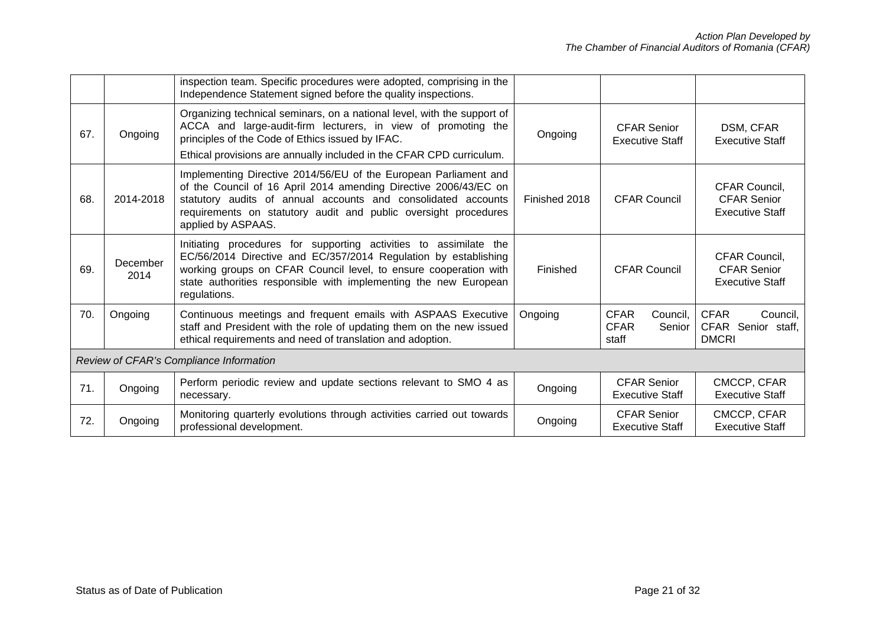| | | | | | |
|---|---|---|---|---|---|
| | | inspection team. Specific procedures were adopted, comprising in the Independence Statement signed before the quality inspections. | | | |
| 67. | Ongoing | Organizing technical seminars, on a national level, with the support of ACCA and large-audit-firm lecturers, in view of promoting the principles of the Code of Ethics issued by IFAC.<br>Ethical provisions are annually included in the CFAR CPD curriculum. | Ongoing | CFAR Senior Executive Staff | DSM, CFAR Executive Staff |
| 68. | 2014-2018 | Implementing Directive 2014/56/EU of the European Parliament and of the Council of 16 April 2014 amending Directive 2006/43/EC on statutory audits of annual accounts and consolidated accounts requirements on statutory audit and public oversight procedures applied by ASPAAS. | Finished 2018 | CFAR Council | CFAR Council, CFAR Senior Executive Staff |
| 69. | December 2014 | Initiating procedures for supporting activities to assimilate the EC/56/2014 Directive and EC/357/2014 Regulation by establishing working groups on CFAR Council level, to ensure cooperation with state authorities responsible with implementing the new European regulations. | Finished | CFAR Council | CFAR Council, CFAR Senior Executive Staff |
| 70. | Ongoing | Continuous meetings and frequent emails with ASPAAS Executive staff and President with the role of updating them on the new issued ethical requirements and need of translation and adoption. | Ongoing | CFAR Council, CFAR Senior staff | CFAR Council, CFAR Senior staff, DMCRI |
| *Review of CFAR's Compliance Information* | | | | | |
| 71. | Ongoing | Perform periodic review and update sections relevant to SMO 4 as necessary. | Ongoing | CFAR Senior Executive Staff | CMCCP, CFAR Executive Staff |
| 72. | Ongoing | Monitoring quarterly evolutions through activities carried out towards professional development. | Ongoing | CFAR Senior Executive Staff | CMCCP, CFAR Executive Staff |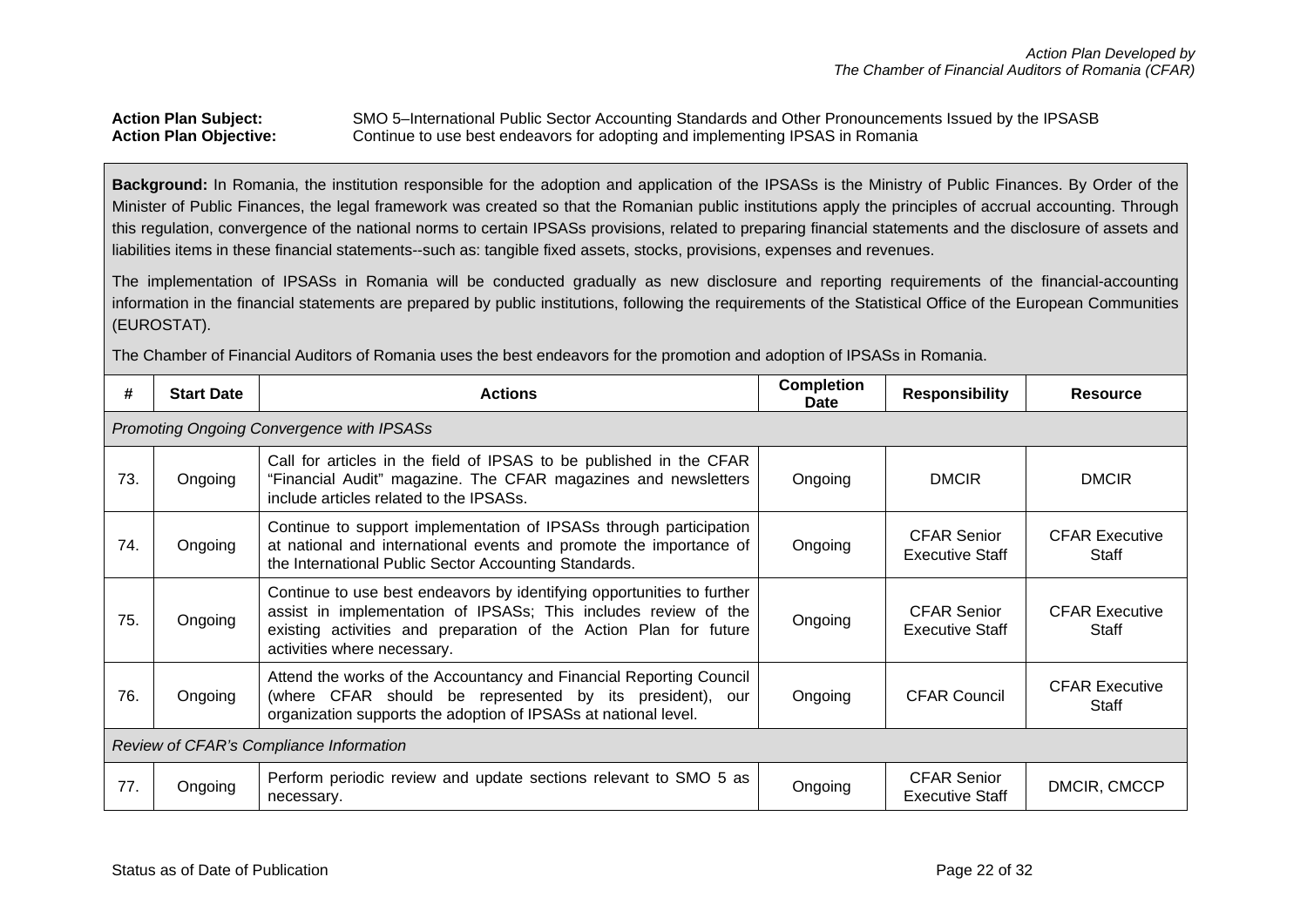**Action Plan Subject:** SMO 5–International Public Sector Accounting Standards and Other Pronouncements Issued by the IPSASB
**Action Plan Objective:** Continue to use best endeavors for adopting and implementing IPSAS in Romania

**Background:** In Romania, the institution responsible for the adoption and application of the IPSASs is the Ministry of Public Finances. By Order of the Minister of Public Finances, the legal framework was created so that the Romanian public institutions apply the principles of accrual accounting. Through this regulation, convergence of the national norms to certain IPSASs provisions, related to preparing financial statements and the disclosure of assets and liabilities items in these financial statements--such as: tangible fixed assets, stocks, provisions, expenses and revenues.

The implementation of IPSASs in Romania will be conducted gradually as new disclosure and reporting requirements of the financial-accounting information in the financial statements are prepared by public institutions, following the requirements of the Statistical Office of the European Communities (EUROSTAT).

The Chamber of Financial Auditors of Romania uses the best endeavors for the promotion and adoption of IPSASs in Romania.

| # | Start Date | Actions | Completion Date | Responsibility | Resource |
|---|---|---|---|---|---|
| *Promoting Ongoing Convergence with IPSASs* | | | | | |
| 73. | Ongoing | Call for articles in the field of IPSAS to be published in the CFAR "Financial Audit" magazine. The CFAR magazines and newsletters include articles related to the IPSASs. | Ongoing | DMCIR | DMCIR |
| 74. | Ongoing | Continue to support implementation of IPSASs through participation at national and international events and promote the importance of the International Public Sector Accounting Standards. | Ongoing | CFAR Senior Executive Staff | CFAR Executive Staff |
| 75. | Ongoing | Continue to use best endeavors by identifying opportunities to further assist in implementation of IPSASs; This includes review of the existing activities and preparation of the Action Plan for future activities where necessary. | Ongoing | CFAR Senior Executive Staff | CFAR Executive Staff |
| 76. | Ongoing | Attend the works of the Accountancy and Financial Reporting Council (where CFAR should be represented by its president), our organization supports the adoption of IPSASs at national level. | Ongoing | CFAR Council | CFAR Executive Staff |
| *Review of CFAR's Compliance Information* | | | | | |
| 77. | Ongoing | Perform periodic review and update sections relevant to SMO 5 as necessary. | Ongoing | CFAR Senior Executive Staff | DMCIR, CMCCP |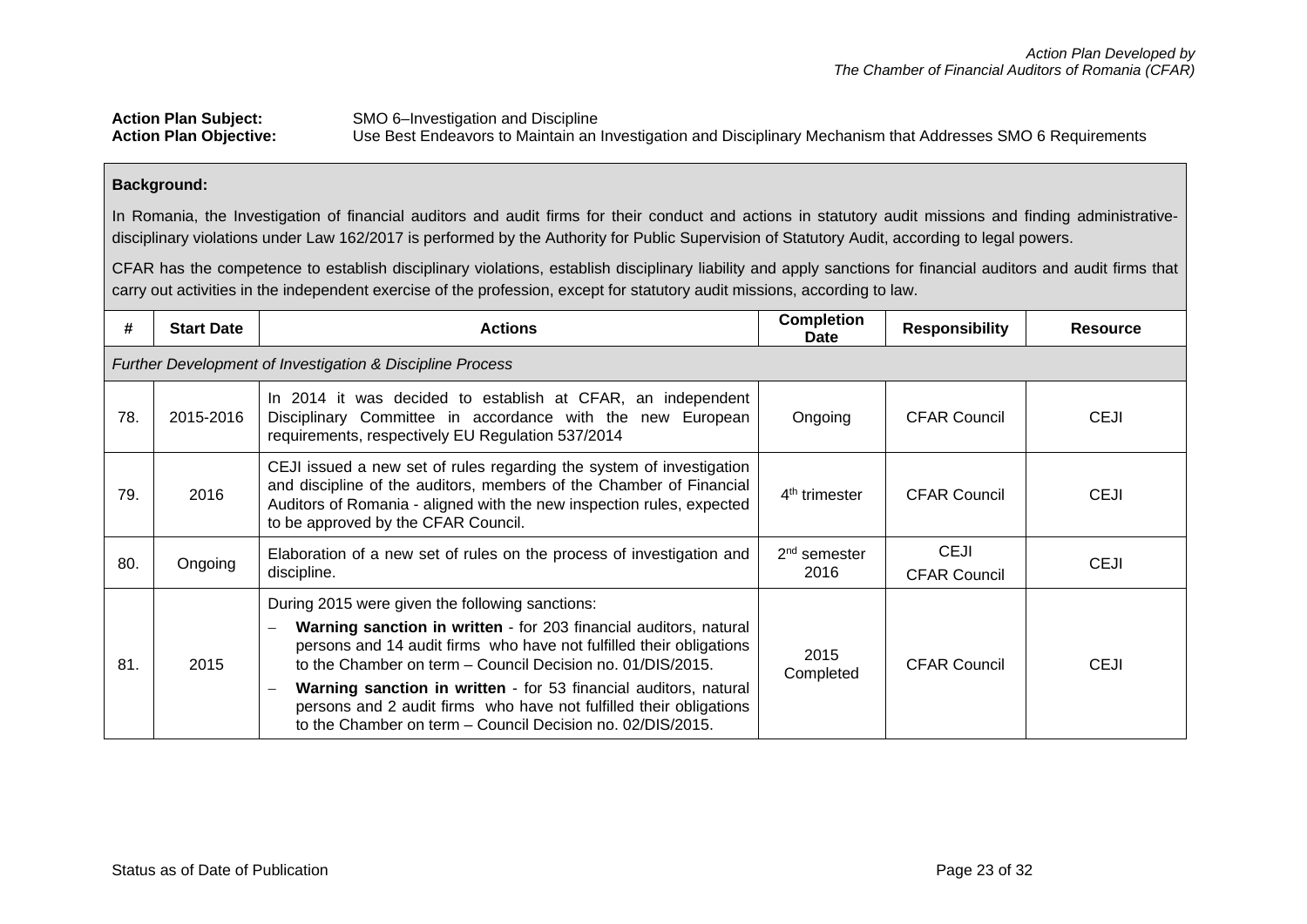**Action Plan Subject:** SMO 6–Investigation and Discipline
**Action Plan Objective:** Use Best Endeavors to Maintain an Investigation and Disciplinary Mechanism that Addresses SMO 6 Requirements

**Background:**

In Romania, the Investigation of financial auditors and audit firms for their conduct and actions in statutory audit missions and finding administrative-disciplinary violations under Law 162/2017 is performed by the Authority for Public Supervision of Statutory Audit, according to legal powers.

CFAR has the competence to establish disciplinary violations, establish disciplinary liability and apply sanctions for financial auditors and audit firms that carry out activities in the independent exercise of the profession, except for statutory audit missions, according to law.

| # | Start Date | Actions | Completion Date | Responsibility | Resource |
|---|---|---|---|---|---|
| *Further Development of Investigation & Discipline Process* | | | | | |
| 78. | 2015-2016 | In 2014 it was decided to establish at CFAR, an independent Disciplinary Committee in accordance with the new European requirements, respectively EU Regulation 537/2014 | Ongoing | CFAR Council | CEJI |
| 79. | 2016 | CEJI issued a new set of rules regarding the system of investigation and discipline of the auditors, members of the Chamber of Financial Auditors of Romania - aligned with the new inspection rules, expected to be approved by the CFAR Council. | 4th trimester | CFAR Council | CEJI |
| 80. | Ongoing | Elaboration of a new set of rules on the process of investigation and discipline. | 2nd semester 2016 | CEJI<br>CFAR Council | CEJI |
| 81. | 2015 | During 2015 were given the following sanctions:<br>– **Warning sanction in written** - for 203 financial auditors, natural persons and 14 audit firms who have not fulfilled their obligations to the Chamber on term – Council Decision no. 01/DIS/2015.<br>– **Warning sanction in written** - for 53 financial auditors, natural persons and 2 audit firms who have not fulfilled their obligations to the Chamber on term – Council Decision no. 02/DIS/2015. | 2015 Completed | CFAR Council | CEJI |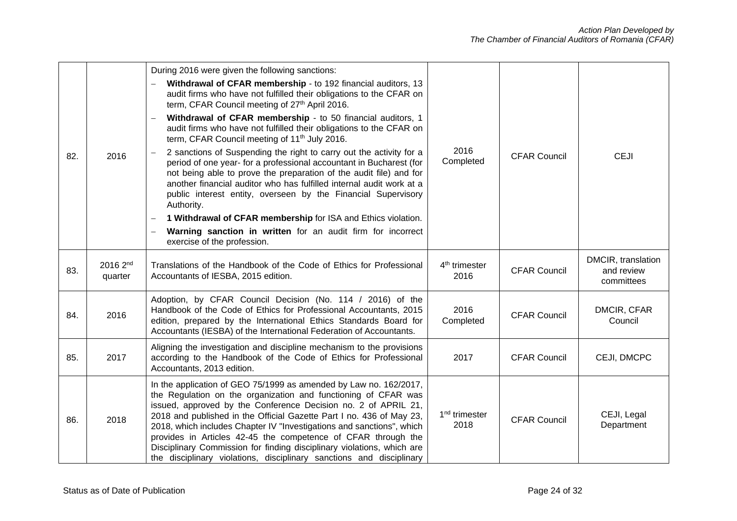| | | | | | |
|---|---|---|---|---|---|
| 82. | 2016 | During 2016 were given the following sanctions:<br>– **Withdrawal of CFAR membership** - to 192 financial auditors, 13 audit firms who have not fulfilled their obligations to the CFAR on term, CFAR Council meeting of 27th April 2016.<br>– **Withdrawal of CFAR membership** - to 50 financial auditors, 1 audit firms who have not fulfilled their obligations to the CFAR on term, CFAR Council meeting of 11th July 2016.<br>– 2 sanctions of Suspending the right to carry out the activity for a period of one year- for a professional accountant in Bucharest (for not being able to prove the preparation of the audit file) and for another financial auditor who has fulfilled internal audit work at a public interest entity, overseen by the Financial Supervisory Authority.<br>– **1 Withdrawal of CFAR membership** for ISA and Ethics violation.<br>– **Warning sanction in written** for an audit firm for incorrect exercise of the profession. | 2016 Completed | CFAR Council | CEJI |
| 83. | 2016 2nd quarter | Translations of the Handbook of the Code of Ethics for Professional Accountants of IESBA, 2015 edition. | 4th trimester 2016 | CFAR Council | DMCIR, translation and review committees |
| 84. | 2016 | Adoption, by CFAR Council Decision (No. 114 / 2016) of the Handbook of the Code of Ethics for Professional Accountants, 2015 edition, prepared by the International Ethics Standards Board for Accountants (IESBA) of the International Federation of Accountants. | 2016 Completed | CFAR Council | DMCIR, CFAR Council |
| 85. | 2017 | Aligning the investigation and discipline mechanism to the provisions according to the Handbook of the Code of Ethics for Professional Accountants, 2013 edition. | 2017 | CFAR Council | CEJI, DMCPC |
| 86. | 2018 | In the application of GEO 75/1999 as amended by Law no. 162/2017, the Regulation on the organization and functioning of CFAR was issued, approved by the Conference Decision no. 2 of APRIL 21, 2018 and published in the Official Gazette Part I no. 436 of May 23, 2018, which includes Chapter IV "Investigations and sanctions", which provides in Articles 42-45 the competence of CFAR through the Disciplinary Commission for finding disciplinary violations, which are the disciplinary violations, disciplinary sanctions and disciplinary | 1nd trimester 2018 | CFAR Council | CEJI, Legal Department |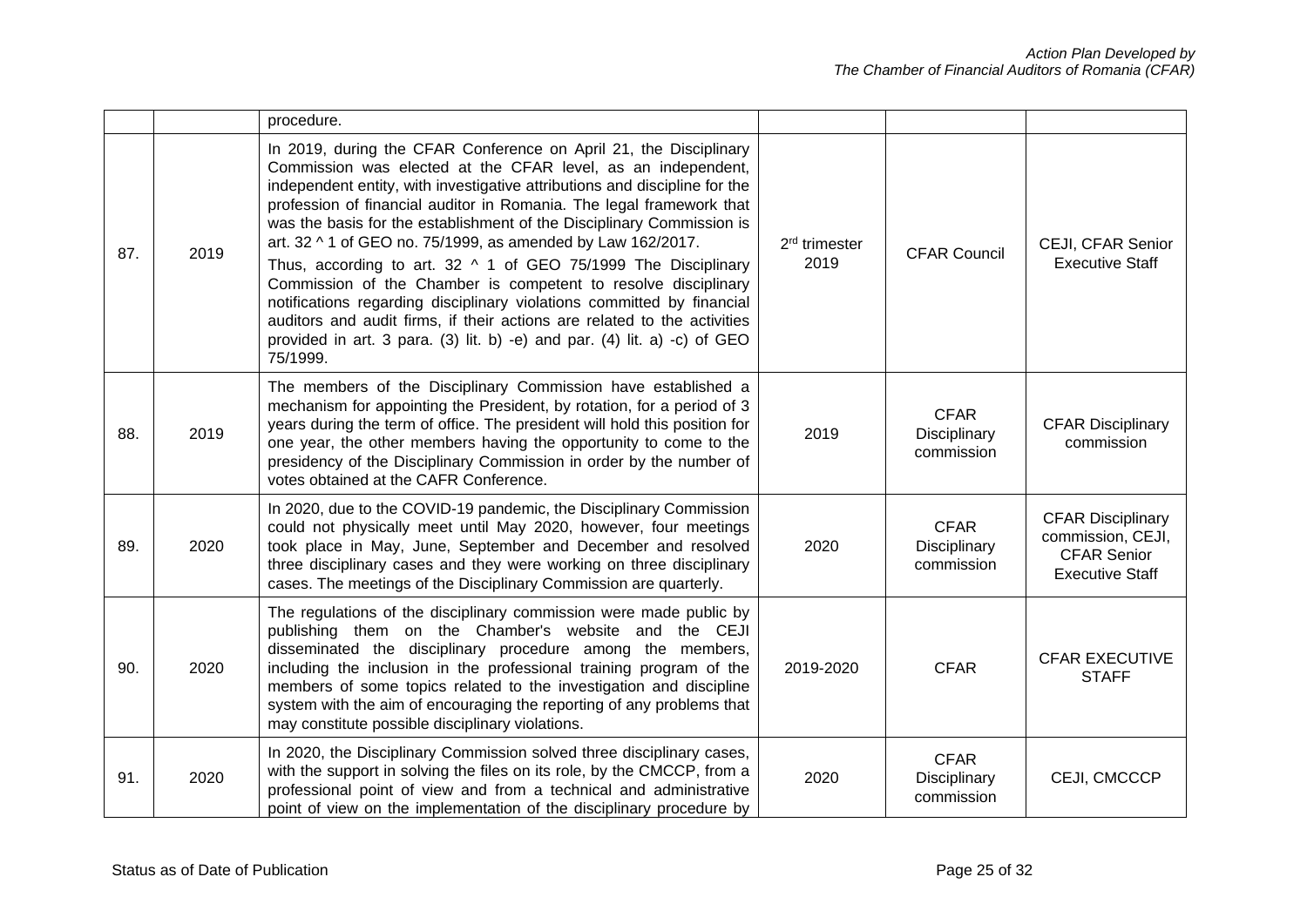| | | | | | |
|---|---|---|---|---|---|
| | | procedure. | | | |
| 87. | 2019 | In 2019, during the CFAR Conference on April 21, the Disciplinary Commission was elected at the CFAR level, as an independent, independent entity, with investigative attributions and discipline for the profession of financial auditor in Romania. The legal framework that was the basis for the establishment of the Disciplinary Commission is art. 32 ^ 1 of GEO no. 75/1999, as amended by Law 162/2017.<br>Thus, according to art. 32 ^ 1 of GEO 75/1999 The Disciplinary Commission of the Chamber is competent to resolve disciplinary notifications regarding disciplinary violations committed by financial auditors and audit firms, if their actions are related to the activities provided in art. 3 para. (3) lit. b) -e) and par. (4) lit. a) -c) of GEO 75/1999. | 2rd trimester 2019 | CFAR Council | CEJI, CFAR Senior Executive Staff |
| 88. | 2019 | The members of the Disciplinary Commission have established a mechanism for appointing the President, by rotation, for a period of 3 years during the term of office. The president will hold this position for one year, the other members having the opportunity to come to the presidency of the Disciplinary Commission in order by the number of votes obtained at the CAFR Conference. | 2019 | CFAR Disciplinary commission | CFAR Disciplinary commission |
| 89. | 2020 | In 2020, due to the COVID-19 pandemic, the Disciplinary Commission could not physically meet until May 2020, however, four meetings took place in May, June, September and December and resolved three disciplinary cases and they were working on three disciplinary cases. The meetings of the Disciplinary Commission are quarterly. | 2020 | CFAR Disciplinary commission | CFAR Disciplinary commission, CEJI, CFAR Senior Executive Staff |
| 90. | 2020 | The regulations of the disciplinary commission were made public by publishing them on the Chamber's website and the CEJI disseminated the disciplinary procedure among the members, including the inclusion in the professional training program of the members of some topics related to the investigation and discipline system with the aim of encouraging the reporting of any problems that may constitute possible disciplinary violations. | 2019-2020 | CFAR | CFAR EXECUTIVE STAFF |
| 91. | 2020 | In 2020, the Disciplinary Commission solved three disciplinary cases, with the support in solving the files on its role, by the CMCCP, from a professional point of view and from a technical and administrative point of view on the implementation of the disciplinary procedure by | 2020 | CFAR Disciplinary commission | CEJI, CMCCCP |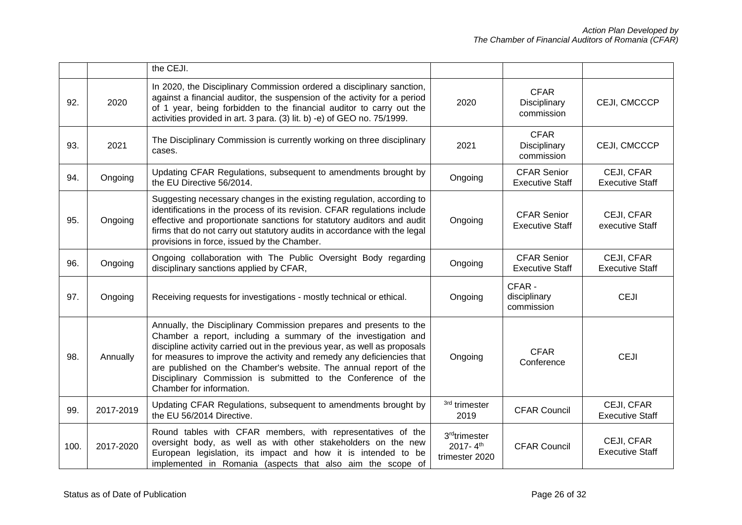| | | the CEJI. | | | |
|---|---|---|---|---|---|
| 92. | 2020 | In 2020, the Disciplinary Commission ordered a disciplinary sanction, against a financial auditor, the suspension of the activity for a period of 1 year, being forbidden to the financial auditor to carry out the activities provided in art. 3 para. (3) lit. b) -e) of GEO no. 75/1999. | 2020 | CFAR Disciplinary commission | CEJI, CMCCCP |
| 93. | 2021 | The Disciplinary Commission is currently working on three disciplinary cases. | 2021 | CFAR Disciplinary commission | CEJI, CMCCCP |
| 94. | Ongoing | Updating CFAR Regulations, subsequent to amendments brought by the EU Directive 56/2014. | Ongoing | CFAR Senior Executive Staff | CEJI, CFAR Executive Staff |
| 95. | Ongoing | Suggesting necessary changes in the existing regulation, according to identifications in the process of its revision. CFAR regulations include effective and proportionate sanctions for statutory auditors and audit firms that do not carry out statutory audits in accordance with the legal provisions in force, issued by the Chamber. | Ongoing | CFAR Senior Executive Staff | CEJI, CFAR executive Staff |
| 96. | Ongoing | Ongoing collaboration with The Public Oversight Body regarding disciplinary sanctions applied by CFAR, | Ongoing | CFAR Senior Executive Staff | CEJI, CFAR Executive Staff |
| 97. | Ongoing | Receiving requests for investigations - mostly technical or ethical. | Ongoing | CFAR - disciplinary commission | CEJI |
| 98. | Annually | Annually, the Disciplinary Commission prepares and presents to the Chamber a report, including a summary of the investigation and discipline activity carried out in the previous year, as well as proposals for measures to improve the activity and remedy any deficiencies that are published on the Chamber's website. The annual report of the Disciplinary Commission is submitted to the Conference of the Chamber for information. | Ongoing | CFAR Conference | CEJI |
| 99. | 2017-2019 | Updating CFAR Regulations, subsequent to amendments brought by the EU 56/2014 Directive. | 3rd trimester 2019 | CFAR Council | CEJI, CFAR Executive Staff |
| 100. | 2017-2020 | Round tables with CFAR members, with representatives of the oversight body, as well as with other stakeholders on the new European legislation, its impact and how it is intended to be implemented in Romania (aspects that also aim the scope of | 3rd trimester 2017- 4th trimester 2020 | CFAR Council | CEJI, CFAR Executive Staff |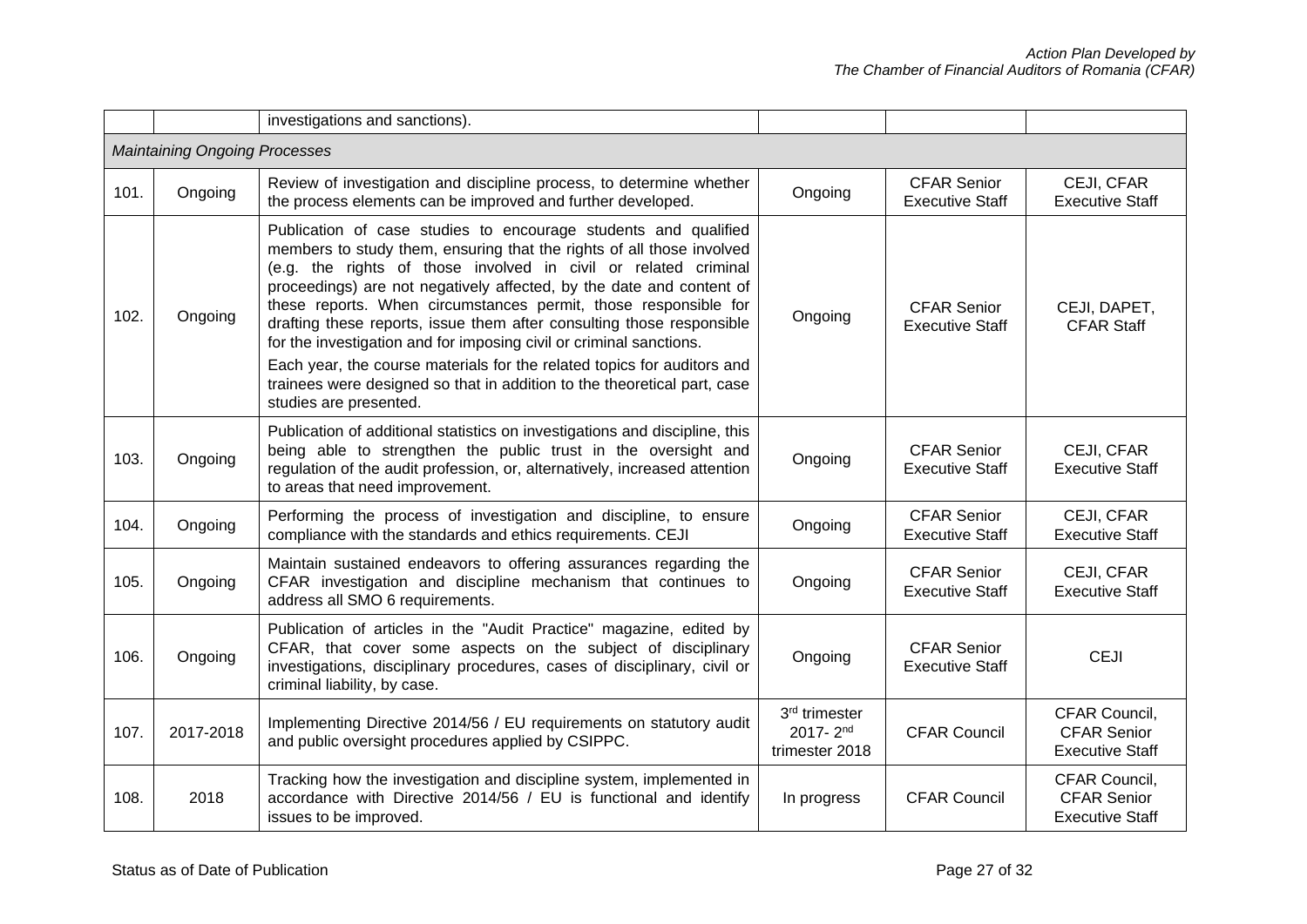|  |  | investigations and sanctions). |  |  |  |
|---|---|---|---|---|---|
| *Maintaining Ongoing Processes* |  |  |  |  |  |
| 101. | Ongoing | Review of investigation and discipline process, to determine whether the process elements can be improved and further developed. | Ongoing | CFAR Senior Executive Staff | CEJI, CFAR Executive Staff |
| 102. | Ongoing | Publication of case studies to encourage students and qualified members to study them, ensuring that the rights of all those involved (e.g. the rights of those involved in civil or related criminal proceedings) are not negatively affected, by the date and content of these reports. When circumstances permit, those responsible for drafting these reports, issue them after consulting those responsible for the investigation and for imposing civil or criminal sanctions.<br><br>Each year, the course materials for the related topics for auditors and trainees were designed so that in addition to the theoretical part, case studies are presented. | Ongoing | CFAR Senior Executive Staff | CEJI, DAPET, CFAR Staff |
| 103. | Ongoing | Publication of additional statistics on investigations and discipline, this being able to strengthen the public trust in the oversight and regulation of the audit profession, or, alternatively, increased attention to areas that need improvement. | Ongoing | CFAR Senior Executive Staff | CEJI, CFAR Executive Staff |
| 104. | Ongoing | Performing the process of investigation and discipline, to ensure compliance with the standards and ethics requirements. CEJI | Ongoing | CFAR Senior Executive Staff | CEJI, CFAR Executive Staff |
| 105. | Ongoing | Maintain sustained endeavors to offering assurances regarding the CFAR investigation and discipline mechanism that continues to address all SMO 6 requirements. | Ongoing | CFAR Senior Executive Staff | CEJI, CFAR Executive Staff |
| 106. | Ongoing | Publication of articles in the "Audit Practice" magazine, edited by CFAR, that cover some aspects on the subject of disciplinary investigations, disciplinary procedures, cases of disciplinary, civil or criminal liability, by case. | Ongoing | CFAR Senior Executive Staff | CEJI |
| 107. | 2017-2018 | Implementing Directive 2014/56 / EU requirements on statutory audit and public oversight procedures applied by CSIPPC. | 3rd trimester 2017- 2nd trimester 2018 | CFAR Council | CFAR Council, CFAR Senior Executive Staff |
| 108. | 2018 | Tracking how the investigation and discipline system, implemented in accordance with Directive 2014/56 / EU is functional and identify issues to be improved. | In progress | CFAR Council | CFAR Council, CFAR Senior Executive Staff |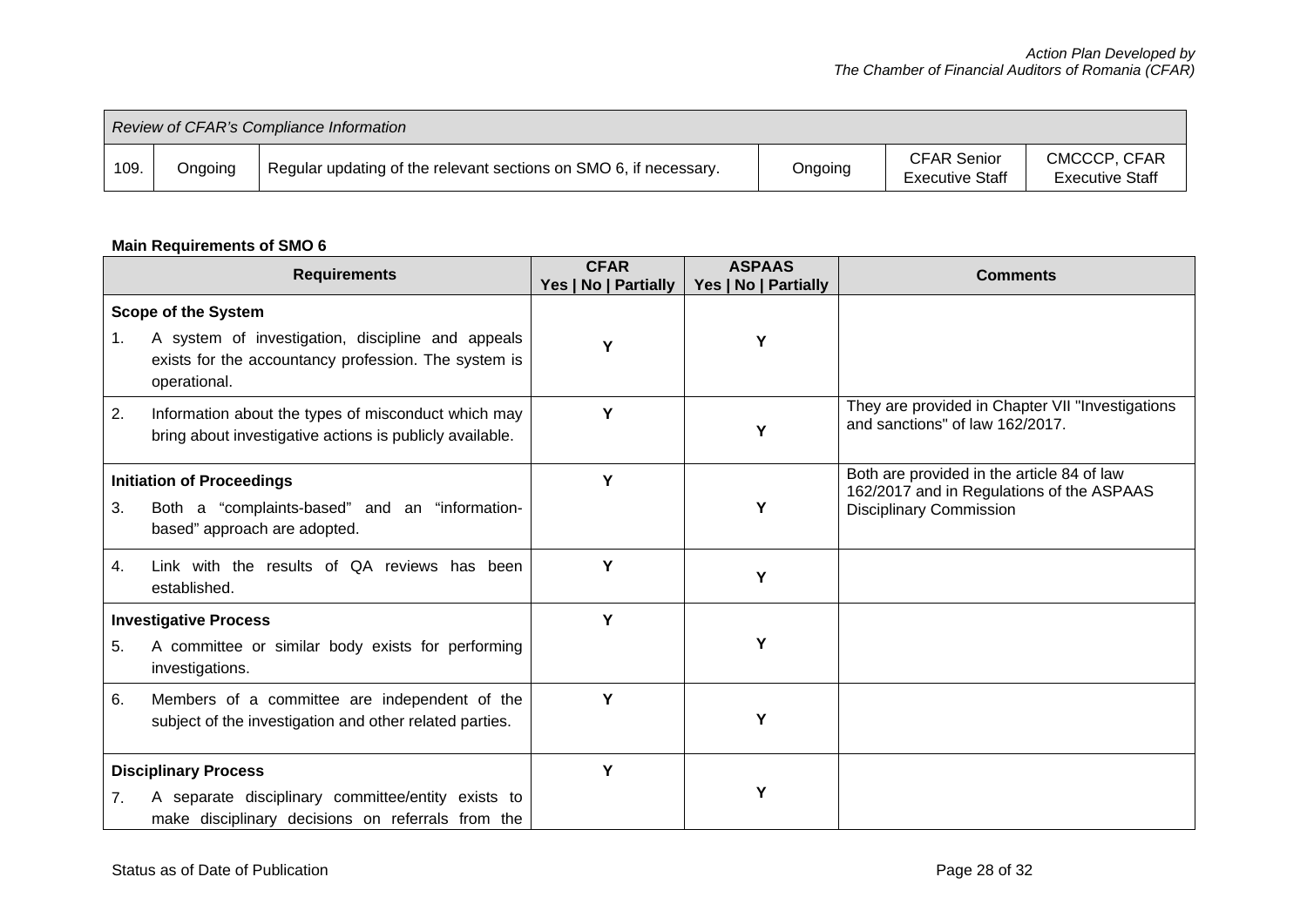| Review of CFAR's Compliance Information | | | | | |
|---|---|---|---|---|---|
| 109. | Ongoing | Regular updating of the relevant sections on SMO 6, if necessary. | Ongoing | CFAR Senior Executive Staff | CMCCCP, CFAR Executive Staff |

**Main Requirements of SMO 6**

| Requirements | CFAR Yes \| No \| Partially | ASPAAS Yes \| No \| Partially | Comments |
|---|---|---|---|
| **Scope of the System** | | | |
| 1. A system of investigation, discipline and appeals exists for the accountancy profession. The system is operational. | Y | Y | |
| 2. Information about the types of misconduct which may bring about investigative actions is publicly available. | Y | Y | They are provided in Chapter VII "Investigations and sanctions" of law 162/2017. |
| **Initiation of Proceedings** | | | |
| 3. Both a "complaints-based" and an "information-based" approach are adopted. | Y | Y | Both are provided in the article 84 of law 162/2017 and in Regulations of the ASPAAS Disciplinary Commission |
| 4. Link with the results of QA reviews has been established. | Y | Y | |
| **Investigative Process** | | | |
| 5. A committee or similar body exists for performing investigations. | Y | Y | |
| 6. Members of a committee are independent of the subject of the investigation and other related parties. | Y | Y | |
| **Disciplinary Process** | | | |
| 7. A separate disciplinary committee/entity exists to make disciplinary decisions on referrals from the | Y | Y | |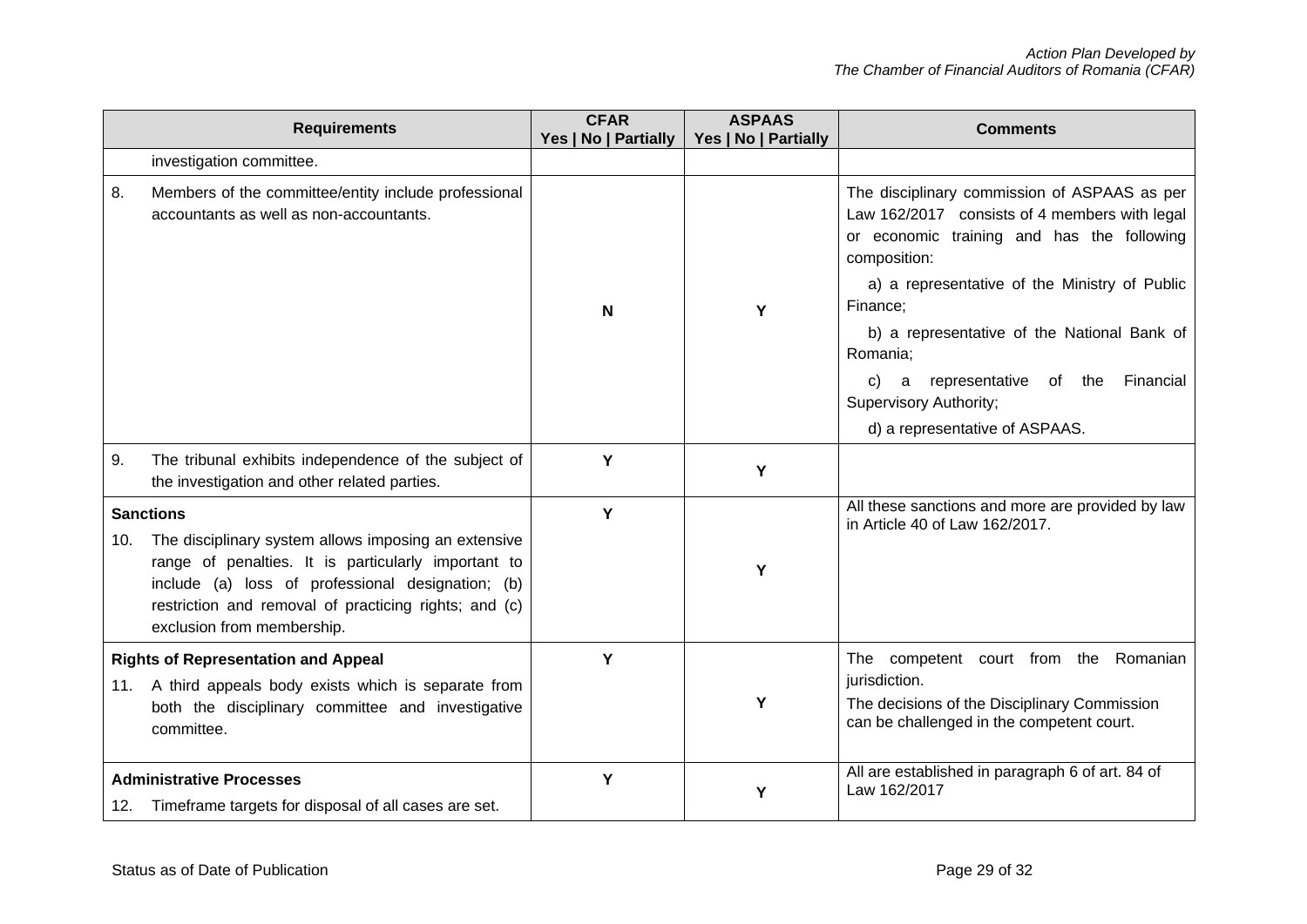| Requirements | CFAR Yes \| No \| Partially | ASPAAS Yes \| No \| Partially | Comments |
|---|---|---|---|
| investigation committee. | | | |
| 8. Members of the committee/entity include professional accountants as well as non-accountants. | N | Y | The disciplinary commission of ASPAAS as per Law 162/2017 consists of 4 members with legal or economic training and has the following composition: a) a representative of the Ministry of Public Finance; b) a representative of the National Bank of Romania; c) a representative of the Financial Supervisory Authority; d) a representative of ASPAAS. |
| 9. The tribunal exhibits independence of the subject of the investigation and other related parties. | Y | Y | |
| **Sanctions** 10. The disciplinary system allows imposing an extensive range of penalties. It is particularly important to include (a) loss of professional designation; (b) restriction and removal of practicing rights; and (c) exclusion from membership. | Y | Y | All these sanctions and more are provided by law in Article 40 of Law 162/2017. |
| **Rights of Representation and Appeal** 11. A third appeals body exists which is separate from both the disciplinary committee and investigative committee. | Y | Y | The competent court from the Romanian jurisdiction. The decisions of the Disciplinary Commission can be challenged in the competent court. |
| **Administrative Processes** 12. Timeframe targets for disposal of all cases are set. | Y | Y | All are established in paragraph 6 of art. 84 of Law 162/2017 |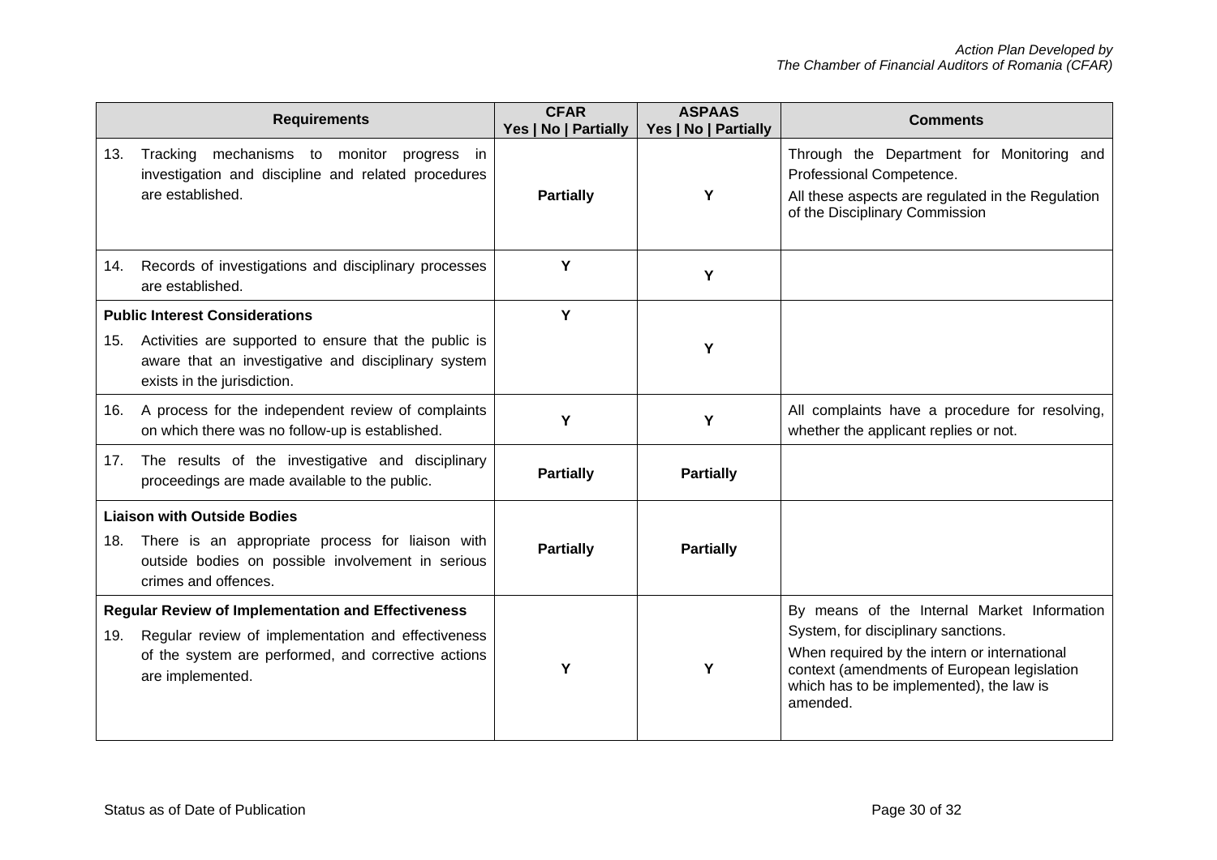| Requirements | CFAR<br>Yes \| No \| Partially | ASPAAS<br>Yes \| No \| Partially | Comments |
|---|---|---|---|
| 13. Tracking mechanisms to monitor progress in investigation and discipline and related procedures are established. | **Partially** | Y | Through the Department for Monitoring and Professional Competence.<br>All these aspects are regulated in the Regulation of the Disciplinary Commission |
| 14. Records of investigations and disciplinary processes are established. | Y | Y | |
| **Public Interest Considerations**<br>15. Activities are supported to ensure that the public is aware that an investigative and disciplinary system exists in the jurisdiction. | Y | Y | |
| 16. A process for the independent review of complaints on which there was no follow-up is established. | Y | Y | All complaints have a procedure for resolving, whether the applicant replies or not. |
| 17. The results of the investigative and disciplinary proceedings are made available to the public. | **Partially** | **Partially** | |
| **Liaison with Outside Bodies**<br>18. There is an appropriate process for liaison with outside bodies on possible involvement in serious crimes and offences. | **Partially** | **Partially** | |
| **Regular Review of Implementation and Effectiveness**<br>19. Regular review of implementation and effectiveness of the system are performed, and corrective actions are implemented. | Y | Y | By means of the Internal Market Information System, for disciplinary sanctions.<br>When required by the intern or international context (amendments of European legislation which has to be implemented), the law is amended. |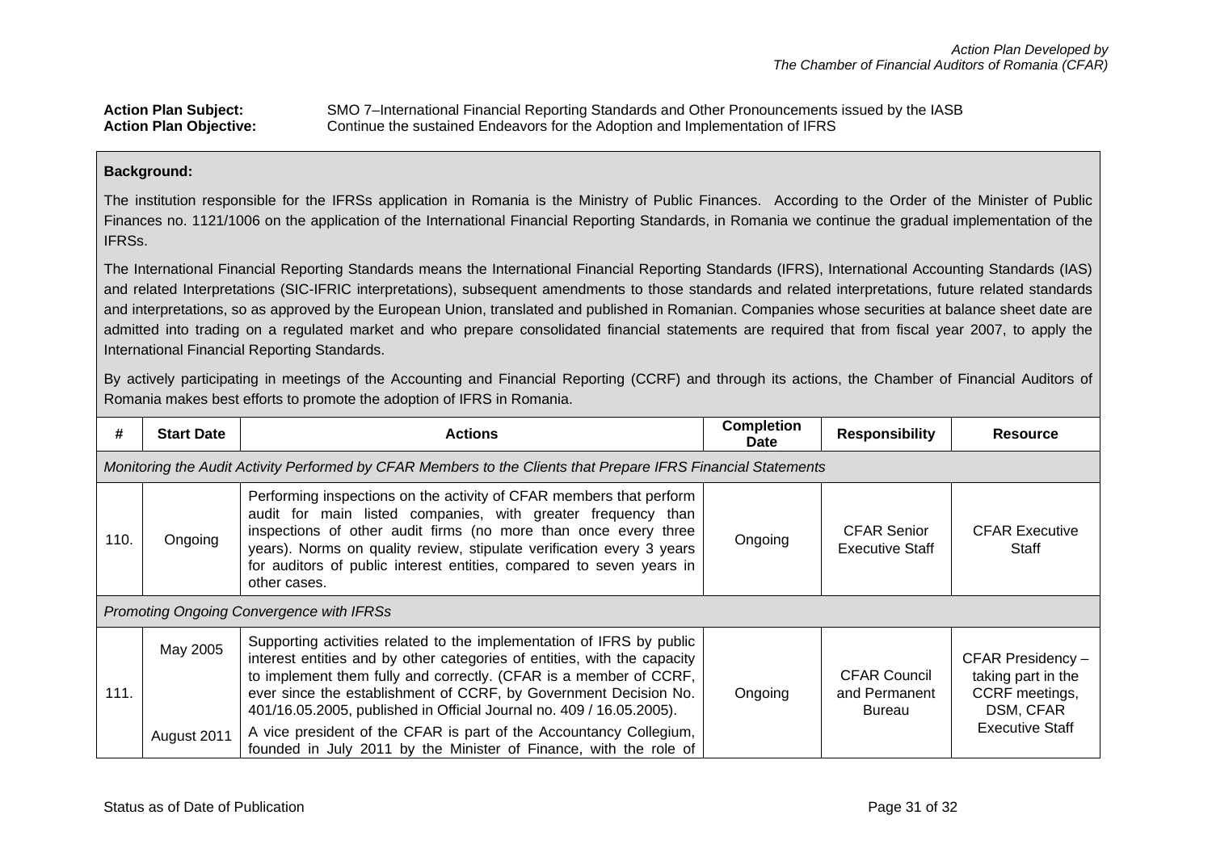**Action Plan Subject:** SMO 7–International Financial Reporting Standards and Other Pronouncements issued by the IASB
**Action Plan Objective:** Continue the sustained Endeavors for the Adoption and Implementation of IFRS

**Background:**

The institution responsible for the IFRSs application in Romania is the Ministry of Public Finances. According to the Order of the Minister of Public Finances no. 1121/1006 on the application of the International Financial Reporting Standards, in Romania we continue the gradual implementation of the IFRSs.

The International Financial Reporting Standards means the International Financial Reporting Standards (IFRS), International Accounting Standards (IAS) and related Interpretations (SIC-IFRIC interpretations), subsequent amendments to those standards and related interpretations, future related standards and interpretations, so as approved by the European Union, translated and published in Romanian. Companies whose securities at balance sheet date are admitted into trading on a regulated market and who prepare consolidated financial statements are required that from fiscal year 2007, to apply the International Financial Reporting Standards.

By actively participating in meetings of the Accounting and Financial Reporting (CCRF) and through its actions, the Chamber of Financial Auditors of Romania makes best efforts to promote the adoption of IFRS in Romania.

| # | Start Date | Actions | Completion Date | Responsibility | Resource |
|---|---|---|---|---|---|
| *Monitoring the Audit Activity Performed by CFAR Members to the Clients that Prepare IFRS Financial Statements* | | | | | |
| 110. | Ongoing | Performing inspections on the activity of CFAR members that perform audit for main listed companies, with greater frequency than inspections of other audit firms (no more than once every three years). Norms on quality review, stipulate verification every 3 years for auditors of public interest entities, compared to seven years in other cases. | Ongoing | CFAR Senior Executive Staff | CFAR Executive Staff |
| *Promoting Ongoing Convergence with IFRSs* | | | | | |
| 111. | May 2005<br><br>August 2011 | Supporting activities related to the implementation of IFRS by public interest entities and by other categories of entities, with the capacity to implement them fully and correctly. (CFAR is a member of CCRF, ever since the establishment of CCRF, by Government Decision No. 401/16.05.2005, published in Official Journal no. 409 / 16.05.2005).<br><br>A vice president of the CFAR is part of the Accountancy Collegium, founded in July 2011 by the Minister of Finance, with the role of | Ongoing | CFAR Council and Permanent Bureau | CFAR Presidency – taking part in the CCRF meetings, DSM, CFAR Executive Staff |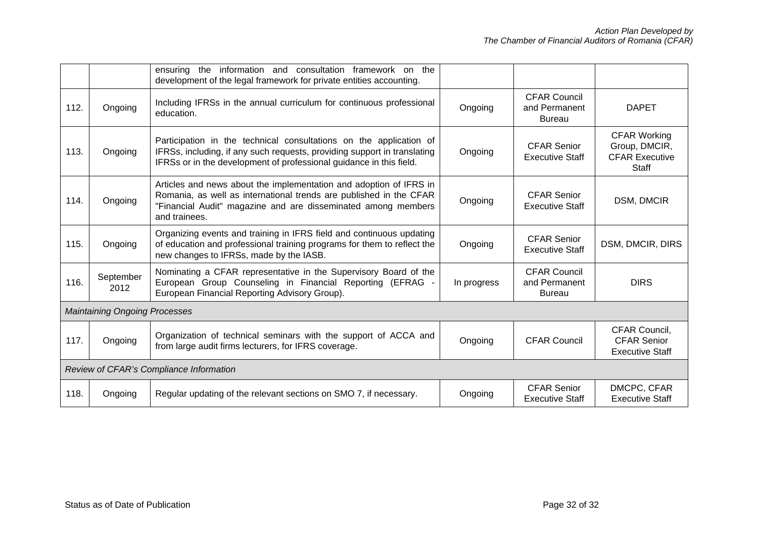| | | | | | |
|---|---|---|---|---|---|
| | | ensuring the information and consultation framework on the development of the legal framework for private entities accounting. | | | |
| 112. | Ongoing | Including IFRSs in the annual curriculum for continuous professional education. | Ongoing | CFAR Council and Permanent Bureau | DAPET |
| 113. | Ongoing | Participation in the technical consultations on the application of IFRSs, including, if any such requests, providing support in translating IFRSs or in the development of professional guidance in this field. | Ongoing | CFAR Senior Executive Staff | CFAR Working Group, DMCIR, CFAR Executive Staff |
| 114. | Ongoing | Articles and news about the implementation and adoption of IFRS in Romania, as well as international trends are published in the CFAR "Financial Audit" magazine and are disseminated among members and trainees. | Ongoing | CFAR Senior Executive Staff | DSM, DMCIR |
| 115. | Ongoing | Organizing events and training in IFRS field and continuous updating of education and professional training programs for them to reflect the new changes to IFRSs, made by the IASB. | Ongoing | CFAR Senior Executive Staff | DSM, DMCIR, DIRS |
| 116. | September 2012 | Nominating a CFAR representative in the Supervisory Board of the European Group Counseling in Financial Reporting (EFRAG - European Financial Reporting Advisory Group). | In progress | CFAR Council and Permanent Bureau | DIRS |
| *Maintaining Ongoing Processes* | | | | | |
| 117. | Ongoing | Organization of technical seminars with the support of ACCA and from large audit firms lecturers, for IFRS coverage. | Ongoing | CFAR Council | CFAR Council, CFAR Senior Executive Staff |
| *Review of CFAR's Compliance Information* | | | | | |
| 118. | Ongoing | Regular updating of the relevant sections on SMO 7, if necessary. | Ongoing | CFAR Senior Executive Staff | DMCPC, CFAR Executive Staff |